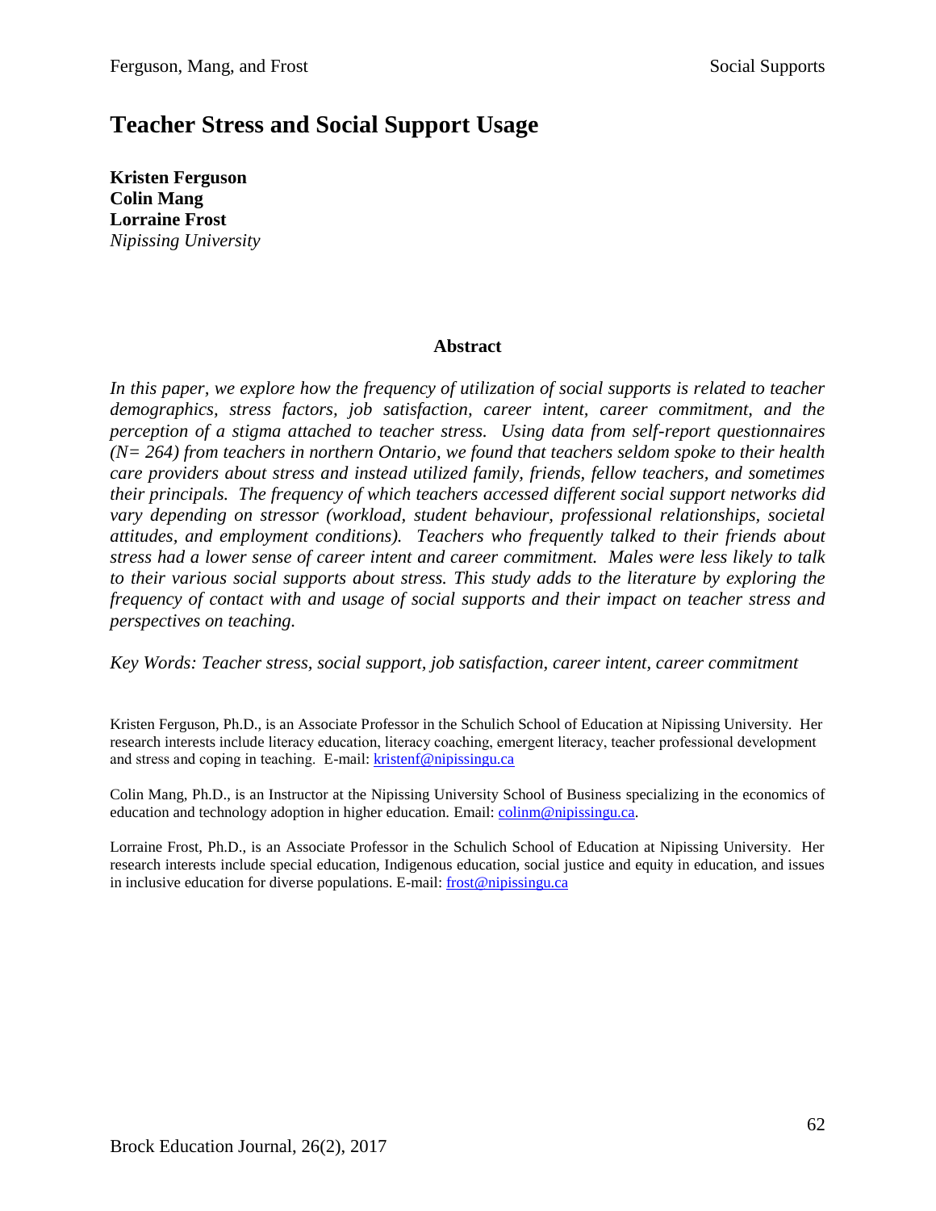# Teacher Stress and Social Support Usage

**Kristen Ferguson**
**Colin Mang**
**Lorraine Frost**
*Nipissing University*

## Abstract

*In this paper, we explore how the frequency of utilization of social supports is related to teacher demographics, stress factors, job satisfaction, career intent, career commitment, and the perception of a stigma attached to teacher stress. Using data from self-report questionnaires (N= 264) from teachers in northern Ontario, we found that teachers seldom spoke to their health care providers about stress and instead utilized family, friends, fellow teachers, and sometimes their principals. The frequency of which teachers accessed different social support networks did vary depending on stressor (workload, student behaviour, professional relationships, societal attitudes, and employment conditions). Teachers who frequently talked to their friends about stress had a lower sense of career intent and career commitment. Males were less likely to talk to their various social supports about stress. This study adds to the literature by exploring the frequency of contact with and usage of social supports and their impact on teacher stress and perspectives on teaching.*

*Key Words: Teacher stress, social support, job satisfaction, career intent, career commitment*

Kristen Ferguson, Ph.D., is an Associate Professor in the Schulich School of Education at Nipissing University. Her research interests include literacy education, literacy coaching, emergent literacy, teacher professional development and stress and coping in teaching. E-mail: kristenf@nipissingu.ca

Colin Mang, Ph.D., is an Instructor at the Nipissing University School of Business specializing in the economics of education and technology adoption in higher education. Email: colinm@nipissingu.ca.

Lorraine Frost, Ph.D., is an Associate Professor in the Schulich School of Education at Nipissing University. Her research interests include special education, Indigenous education, social justice and equity in education, and issues in inclusive education for diverse populations. E-mail: frost@nipissingu.ca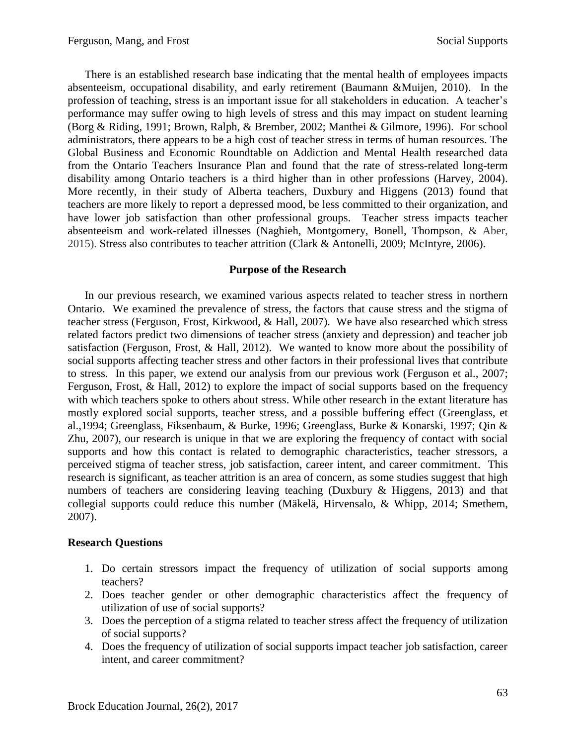There is an established research base indicating that the mental health of employees impacts absenteeism, occupational disability, and early retirement (Baumann &Muijen, 2010). In the profession of teaching, stress is an important issue for all stakeholders in education. A teacher's performance may suffer owing to high levels of stress and this may impact on student learning (Borg & Riding, 1991; Brown, Ralph, & Brember, 2002; Manthei & Gilmore, 1996). For school administrators, there appears to be a high cost of teacher stress in terms of human resources. The Global Business and Economic Roundtable on Addiction and Mental Health researched data from the Ontario Teachers Insurance Plan and found that the rate of stress-related long-term disability among Ontario teachers is a third higher than in other professions (Harvey, 2004). More recently, in their study of Alberta teachers, Duxbury and Higgens (2013) found that teachers are more likely to report a depressed mood, be less committed to their organization, and have lower job satisfaction than other professional groups. Teacher stress impacts teacher absenteeism and work-related illnesses (Naghieh, Montgomery, Bonell, Thompson, & Aber, 2015). Stress also contributes to teacher attrition (Clark & Antonelli, 2009; McIntyre, 2006).

## Purpose of the Research

In our previous research, we examined various aspects related to teacher stress in northern Ontario. We examined the prevalence of stress, the factors that cause stress and the stigma of teacher stress (Ferguson, Frost, Kirkwood, & Hall, 2007). We have also researched which stress related factors predict two dimensions of teacher stress (anxiety and depression) and teacher job satisfaction (Ferguson, Frost, & Hall, 2012). We wanted to know more about the possibility of social supports affecting teacher stress and other factors in their professional lives that contribute to stress. In this paper, we extend our analysis from our previous work (Ferguson et al., 2007; Ferguson, Frost, & Hall, 2012) to explore the impact of social supports based on the frequency with which teachers spoke to others about stress. While other research in the extant literature has mostly explored social supports, teacher stress, and a possible buffering effect (Greenglass, et al.,1994; Greenglass, Fiksenbaum, & Burke, 1996; Greenglass, Burke & Konarski, 1997; Qin & Zhu, 2007), our research is unique in that we are exploring the frequency of contact with social supports and how this contact is related to demographic characteristics, teacher stressors, a perceived stigma of teacher stress, job satisfaction, career intent, and career commitment. This research is significant, as teacher attrition is an area of concern, as some studies suggest that high numbers of teachers are considering leaving teaching (Duxbury & Higgens, 2013) and that collegial supports could reduce this number (Mäkelä, Hirvensalo, & Whipp, 2014; Smethem, 2007).

### Research Questions

1. Do certain stressors impact the frequency of utilization of social supports among teachers?
2. Does teacher gender or other demographic characteristics affect the frequency of utilization of use of social supports?
3. Does the perception of a stigma related to teacher stress affect the frequency of utilization of social supports?
4. Does the frequency of utilization of social supports impact teacher job satisfaction, career intent, and career commitment?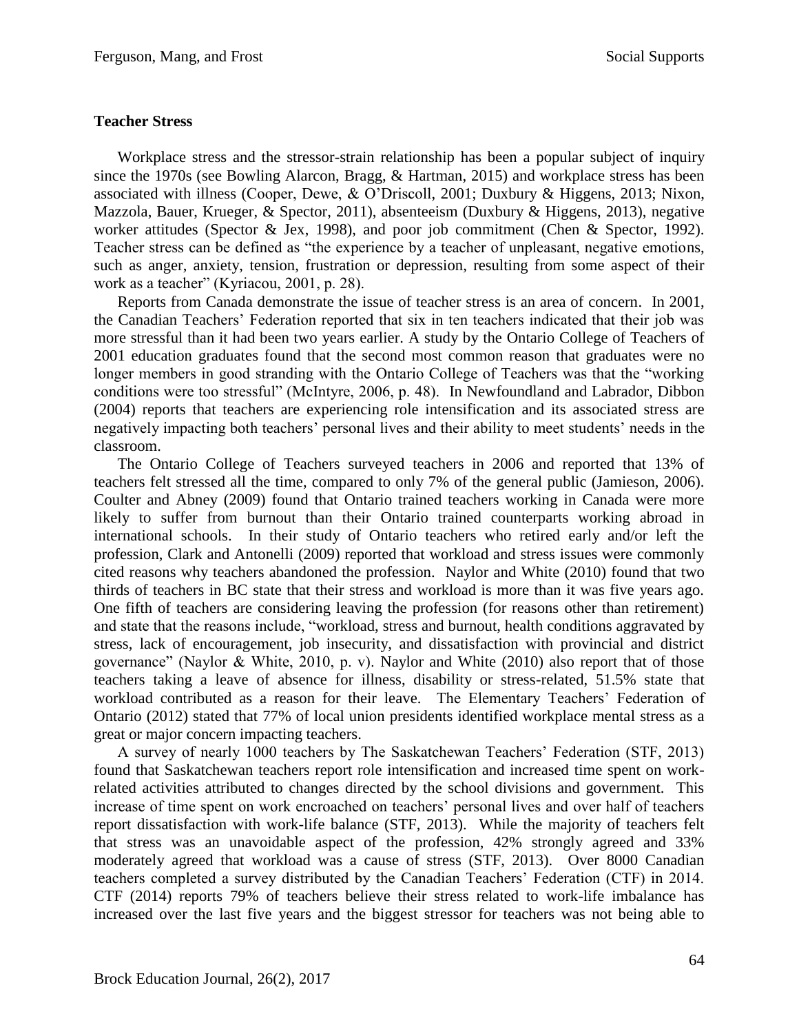**Teacher Stress**

Workplace stress and the stressor-strain relationship has been a popular subject of inquiry since the 1970s (see Bowling Alarcon, Bragg, & Hartman, 2015) and workplace stress has been associated with illness (Cooper, Dewe, & O'Driscoll, 2001; Duxbury & Higgens, 2013; Nixon, Mazzola, Bauer, Krueger, & Spector, 2011), absenteeism (Duxbury & Higgens, 2013), negative worker attitudes (Spector & Jex, 1998), and poor job commitment (Chen & Spector, 1992). Teacher stress can be defined as "the experience by a teacher of unpleasant, negative emotions, such as anger, anxiety, tension, frustration or depression, resulting from some aspect of their work as a teacher" (Kyriacou, 2001, p. 28).

Reports from Canada demonstrate the issue of teacher stress is an area of concern. In 2001, the Canadian Teachers' Federation reported that six in ten teachers indicated that their job was more stressful than it had been two years earlier. A study by the Ontario College of Teachers of 2001 education graduates found that the second most common reason that graduates were no longer members in good stranding with the Ontario College of Teachers was that the "working conditions were too stressful" (McIntyre, 2006, p. 48). In Newfoundland and Labrador, Dibbon (2004) reports that teachers are experiencing role intensification and its associated stress are negatively impacting both teachers' personal lives and their ability to meet students' needs in the classroom.

The Ontario College of Teachers surveyed teachers in 2006 and reported that 13% of teachers felt stressed all the time, compared to only 7% of the general public (Jamieson, 2006). Coulter and Abney (2009) found that Ontario trained teachers working in Canada were more likely to suffer from burnout than their Ontario trained counterparts working abroad in international schools. In their study of Ontario teachers who retired early and/or left the profession, Clark and Antonelli (2009) reported that workload and stress issues were commonly cited reasons why teachers abandoned the profession. Naylor and White (2010) found that two thirds of teachers in BC state that their stress and workload is more than it was five years ago. One fifth of teachers are considering leaving the profession (for reasons other than retirement) and state that the reasons include, "workload, stress and burnout, health conditions aggravated by stress, lack of encouragement, job insecurity, and dissatisfaction with provincial and district governance" (Naylor & White, 2010, p. v). Naylor and White (2010) also report that of those teachers taking a leave of absence for illness, disability or stress-related, 51.5% state that workload contributed as a reason for their leave. The Elementary Teachers' Federation of Ontario (2012) stated that 77% of local union presidents identified workplace mental stress as a great or major concern impacting teachers.

A survey of nearly 1000 teachers by The Saskatchewan Teachers' Federation (STF, 2013) found that Saskatchewan teachers report role intensification and increased time spent on work-related activities attributed to changes directed by the school divisions and government. This increase of time spent on work encroached on teachers' personal lives and over half of teachers report dissatisfaction with work-life balance (STF, 2013). While the majority of teachers felt that stress was an unavoidable aspect of the profession, 42% strongly agreed and 33% moderately agreed that workload was a cause of stress (STF, 2013). Over 8000 Canadian teachers completed a survey distributed by the Canadian Teachers' Federation (CTF) in 2014. CTF (2014) reports 79% of teachers believe their stress related to work-life imbalance has increased over the last five years and the biggest stressor for teachers was not being able to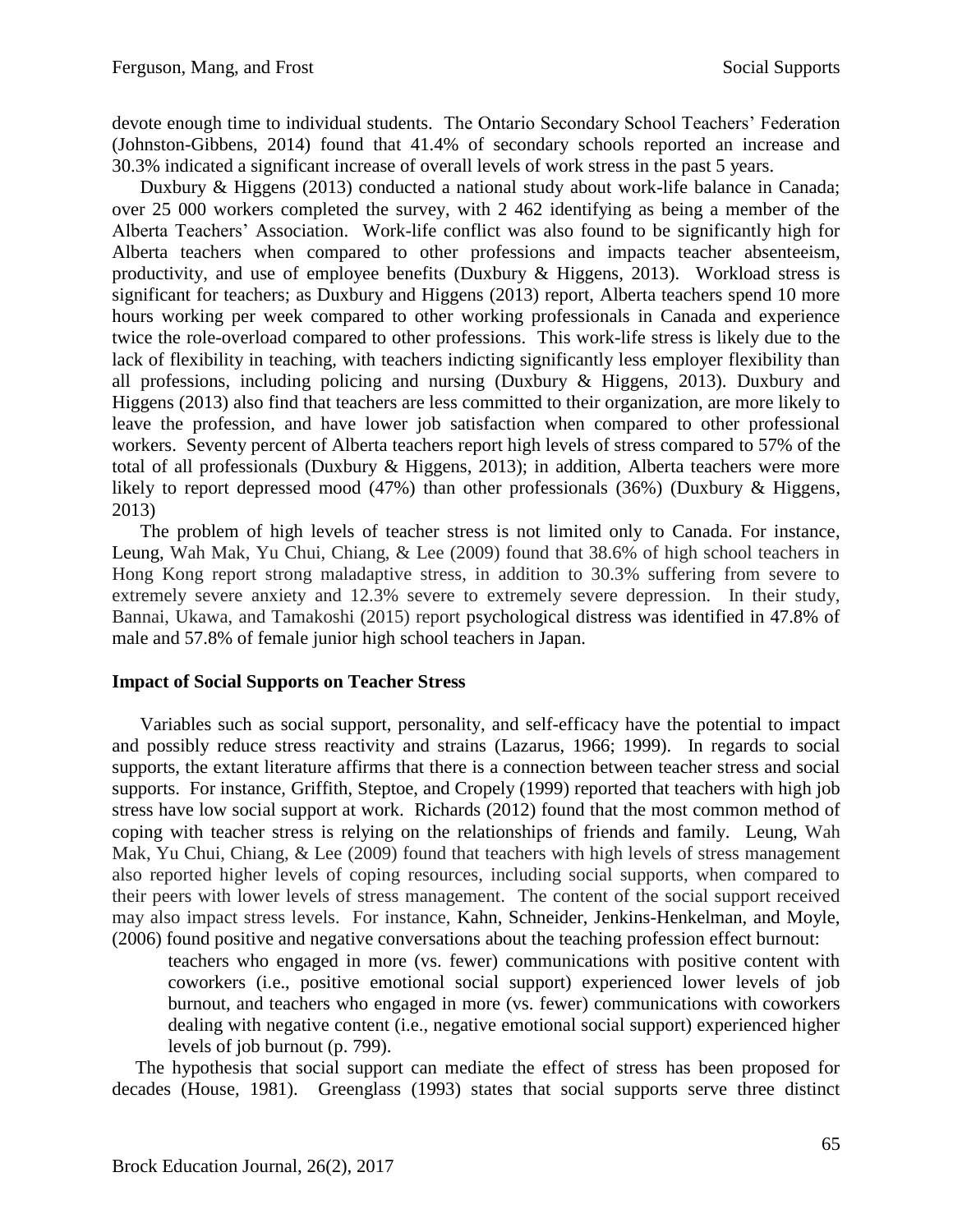devote enough time to individual students. The Ontario Secondary School Teachers' Federation (Johnston-Gibbens, 2014) found that 41.4% of secondary schools reported an increase and 30.3% indicated a significant increase of overall levels of work stress in the past 5 years.

Duxbury & Higgens (2013) conducted a national study about work-life balance in Canada; over 25 000 workers completed the survey, with 2 462 identifying as being a member of the Alberta Teachers' Association. Work-life conflict was also found to be significantly high for Alberta teachers when compared to other professions and impacts teacher absenteeism, productivity, and use of employee benefits (Duxbury & Higgens, 2013). Workload stress is significant for teachers; as Duxbury and Higgens (2013) report, Alberta teachers spend 10 more hours working per week compared to other working professionals in Canada and experience twice the role-overload compared to other professions. This work-life stress is likely due to the lack of flexibility in teaching, with teachers indicting significantly less employer flexibility than all professions, including policing and nursing (Duxbury & Higgens, 2013). Duxbury and Higgens (2013) also find that teachers are less committed to their organization, are more likely to leave the profession, and have lower job satisfaction when compared to other professional workers. Seventy percent of Alberta teachers report high levels of stress compared to 57% of the total of all professionals (Duxbury & Higgens, 2013); in addition, Alberta teachers were more likely to report depressed mood (47%) than other professionals (36%) (Duxbury & Higgens, 2013)

The problem of high levels of teacher stress is not limited only to Canada. For instance, Leung, Wah Mak, Yu Chui, Chiang, & Lee (2009) found that 38.6% of high school teachers in Hong Kong report strong maladaptive stress, in addition to 30.3% suffering from severe to extremely severe anxiety and 12.3% severe to extremely severe depression. In their study, Bannai, Ukawa, and Tamakoshi (2015) report psychological distress was identified in 47.8% of male and 57.8% of female junior high school teachers in Japan.

## Impact of Social Supports on Teacher Stress

Variables such as social support, personality, and self-efficacy have the potential to impact and possibly reduce stress reactivity and strains (Lazarus, 1966; 1999). In regards to social supports, the extant literature affirms that there is a connection between teacher stress and social supports. For instance, Griffith, Steptoe, and Cropely (1999) reported that teachers with high job stress have low social support at work. Richards (2012) found that the most common method of coping with teacher stress is relying on the relationships of friends and family. Leung, Wah Mak, Yu Chui, Chiang, & Lee (2009) found that teachers with high levels of stress management also reported higher levels of coping resources, including social supports, when compared to their peers with lower levels of stress management. The content of the social support received may also impact stress levels. For instance, Kahn, Schneider, Jenkins-Henkelman, and Moyle, (2006) found positive and negative conversations about the teaching profession effect burnout:

> teachers who engaged in more (vs. fewer) communications with positive content with coworkers (i.e., positive emotional social support) experienced lower levels of job burnout, and teachers who engaged in more (vs. fewer) communications with coworkers dealing with negative content (i.e., negative emotional social support) experienced higher levels of job burnout (p. 799).

The hypothesis that social support can mediate the effect of stress has been proposed for decades (House, 1981). Greenglass (1993) states that social supports serve three distinct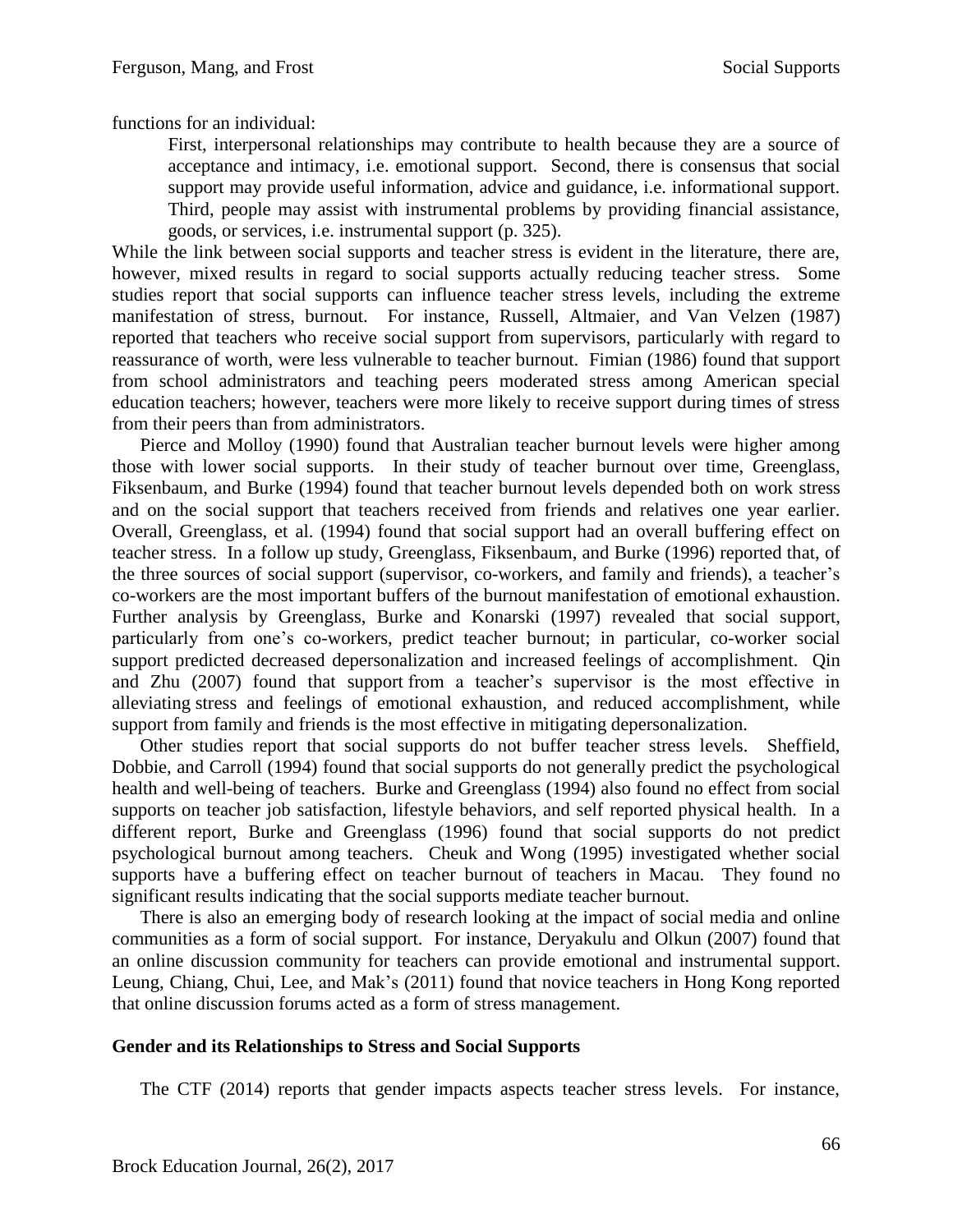functions for an individual:

> First, interpersonal relationships may contribute to health because they are a source of acceptance and intimacy, i.e. emotional support. Second, there is consensus that social support may provide useful information, advice and guidance, i.e. informational support. Third, people may assist with instrumental problems by providing financial assistance, goods, or services, i.e. instrumental support (p. 325).

While the link between social supports and teacher stress is evident in the literature, there are, however, mixed results in regard to social supports actually reducing teacher stress. Some studies report that social supports can influence teacher stress levels, including the extreme manifestation of stress, burnout. For instance, Russell, Altmaier, and Van Velzen (1987) reported that teachers who receive social support from supervisors, particularly with regard to reassurance of worth, were less vulnerable to teacher burnout. Fimian (1986) found that support from school administrators and teaching peers moderated stress among American special education teachers; however, teachers were more likely to receive support during times of stress from their peers than from administrators.

Pierce and Molloy (1990) found that Australian teacher burnout levels were higher among those with lower social supports. In their study of teacher burnout over time, Greenglass, Fiksenbaum, and Burke (1994) found that teacher burnout levels depended both on work stress and on the social support that teachers received from friends and relatives one year earlier. Overall, Greenglass, et al. (1994) found that social support had an overall buffering effect on teacher stress. In a follow up study, Greenglass, Fiksenbaum, and Burke (1996) reported that, of the three sources of social support (supervisor, co-workers, and family and friends), a teacher's co-workers are the most important buffers of the burnout manifestation of emotional exhaustion. Further analysis by Greenglass, Burke and Konarski (1997) revealed that social support, particularly from one's co-workers, predict teacher burnout; in particular, co-worker social support predicted decreased depersonalization and increased feelings of accomplishment. Qin and Zhu (2007) found that support from a teacher's supervisor is the most effective in alleviating stress and feelings of emotional exhaustion, and reduced accomplishment, while support from family and friends is the most effective in mitigating depersonalization.

Other studies report that social supports do not buffer teacher stress levels. Sheffield, Dobbie, and Carroll (1994) found that social supports do not generally predict the psychological health and well-being of teachers. Burke and Greenglass (1994) also found no effect from social supports on teacher job satisfaction, lifestyle behaviors, and self reported physical health. In a different report, Burke and Greenglass (1996) found that social supports do not predict psychological burnout among teachers. Cheuk and Wong (1995) investigated whether social supports have a buffering effect on teacher burnout of teachers in Macau. They found no significant results indicating that the social supports mediate teacher burnout.

There is also an emerging body of research looking at the impact of social media and online communities as a form of social support. For instance, Deryakulu and Olkun (2007) found that an online discussion community for teachers can provide emotional and instrumental support. Leung, Chiang, Chui, Lee, and Mak's (2011) found that novice teachers in Hong Kong reported that online discussion forums acted as a form of stress management.

### Gender and its Relationships to Stress and Social Supports

The CTF (2014) reports that gender impacts aspects teacher stress levels. For instance,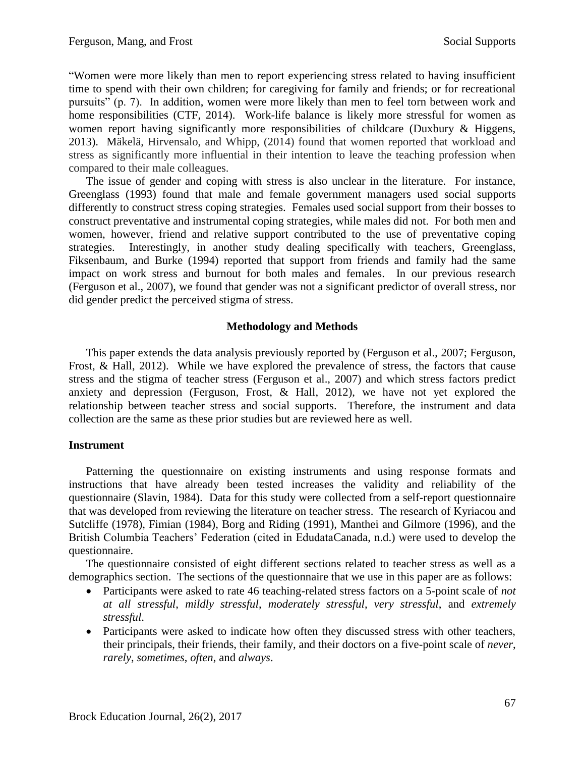"Women were more likely than men to report experiencing stress related to having insufficient time to spend with their own children; for caregiving for family and friends; or for recreational pursuits" (p. 7). In addition, women were more likely than men to feel torn between work and home responsibilities (CTF, 2014). Work-life balance is likely more stressful for women as women report having significantly more responsibilities of childcare (Duxbury & Higgens, 2013). Mäkelä, Hirvensalo, and Whipp, (2014) found that women reported that workload and stress as significantly more influential in their intention to leave the teaching profession when compared to their male colleagues.

The issue of gender and coping with stress is also unclear in the literature. For instance, Greenglass (1993) found that male and female government managers used social supports differently to construct stress coping strategies. Females used social support from their bosses to construct preventative and instrumental coping strategies, while males did not. For both men and women, however, friend and relative support contributed to the use of preventative coping strategies. Interestingly, in another study dealing specifically with teachers, Greenglass, Fiksenbaum, and Burke (1994) reported that support from friends and family had the same impact on work stress and burnout for both males and females. In our previous research (Ferguson et al., 2007), we found that gender was not a significant predictor of overall stress, nor did gender predict the perceived stigma of stress.

## Methodology and Methods

This paper extends the data analysis previously reported by (Ferguson et al., 2007; Ferguson, Frost, & Hall, 2012). While we have explored the prevalence of stress, the factors that cause stress and the stigma of teacher stress (Ferguson et al., 2007) and which stress factors predict anxiety and depression (Ferguson, Frost, & Hall, 2012), we have not yet explored the relationship between teacher stress and social supports. Therefore, the instrument and data collection are the same as these prior studies but are reviewed here as well.

### Instrument

Patterning the questionnaire on existing instruments and using response formats and instructions that have already been tested increases the validity and reliability of the questionnaire (Slavin, 1984). Data for this study were collected from a self-report questionnaire that was developed from reviewing the literature on teacher stress. The research of Kyriacou and Sutcliffe (1978), Fimian (1984), Borg and Riding (1991), Manthei and Gilmore (1996), and the British Columbia Teachers' Federation (cited in EdudataCanada, n.d.) were used to develop the questionnaire.

The questionnaire consisted of eight different sections related to teacher stress as well as a demographics section. The sections of the questionnaire that we use in this paper are as follows:

- Participants were asked to rate 46 teaching-related stress factors on a 5-point scale of *not at all stressful*, *mildly stressful*, *moderately stressful*, *very stressful*, and *extremely stressful*.
- Participants were asked to indicate how often they discussed stress with other teachers, their principals, their friends, their family, and their doctors on a five-point scale of *never*, *rarely*, *sometimes*, *often*, and *always*.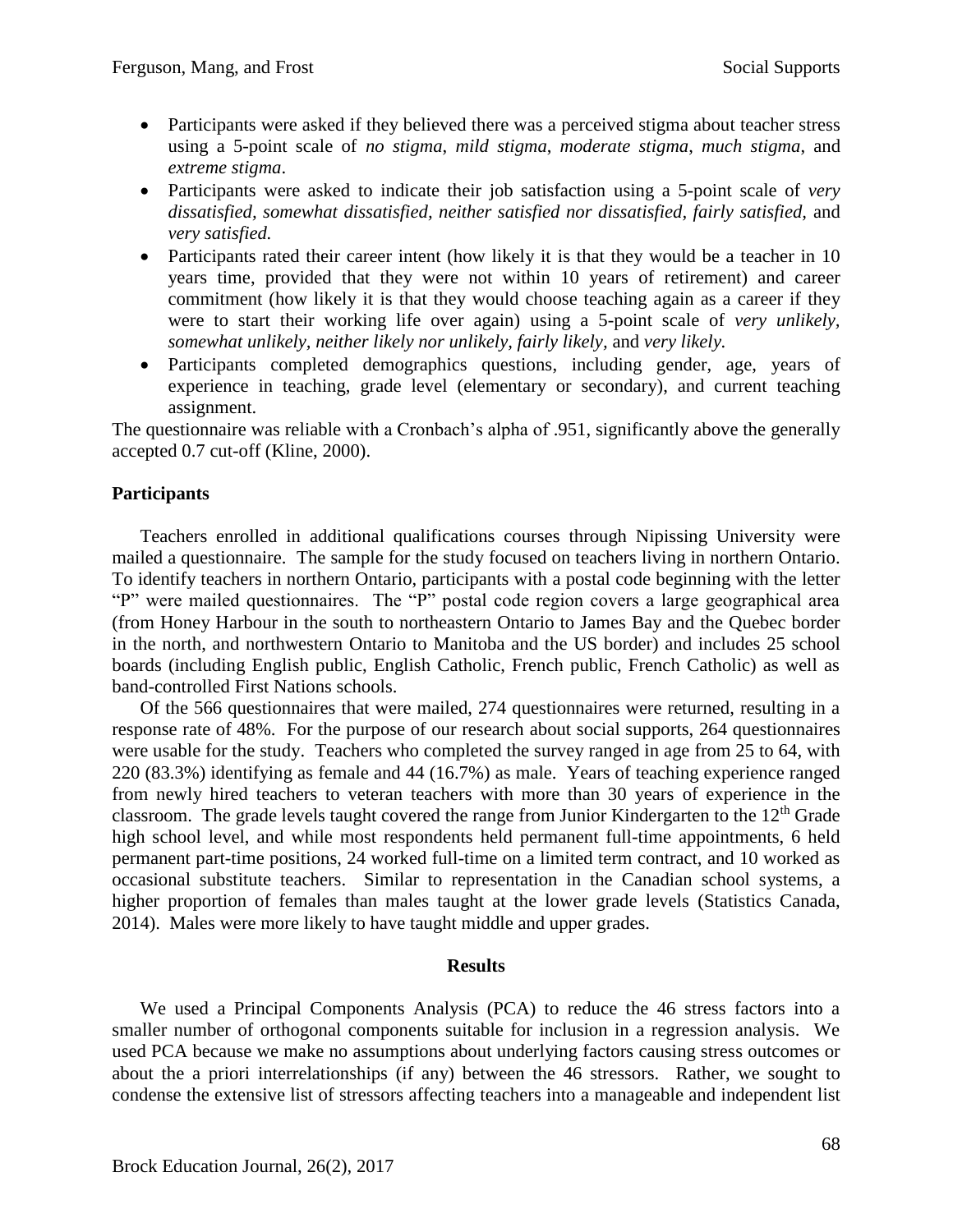- Participants were asked if they believed there was a perceived stigma about teacher stress using a 5-point scale of *no stigma*, *mild stigma*, *moderate stigma*, *much stigma*, and *extreme stigma*.
- Participants were asked to indicate their job satisfaction using a 5-point scale of *very dissatisfied, somewhat dissatisfied, neither satisfied nor dissatisfied, fairly satisfied,* and *very satisfied.*
- Participants rated their career intent (how likely it is that they would be a teacher in 10 years time, provided that they were not within 10 years of retirement) and career commitment (how likely it is that they would choose teaching again as a career if they were to start their working life over again) using a 5-point scale of *very unlikely, somewhat unlikely, neither likely nor unlikely, fairly likely,* and *very likely.*
- Participants completed demographics questions, including gender, age, years of experience in teaching, grade level (elementary or secondary), and current teaching assignment.

The questionnaire was reliable with a Cronbach's alpha of .951, significantly above the generally accepted 0.7 cut-off (Kline, 2000).

### Participants

Teachers enrolled in additional qualifications courses through Nipissing University were mailed a questionnaire. The sample for the study focused on teachers living in northern Ontario. To identify teachers in northern Ontario, participants with a postal code beginning with the letter "P" were mailed questionnaires. The "P" postal code region covers a large geographical area (from Honey Harbour in the south to northeastern Ontario to James Bay and the Quebec border in the north, and northwestern Ontario to Manitoba and the US border) and includes 25 school boards (including English public, English Catholic, French public, French Catholic) as well as band-controlled First Nations schools.

Of the 566 questionnaires that were mailed, 274 questionnaires were returned, resulting in a response rate of 48%. For the purpose of our research about social supports, 264 questionnaires were usable for the study. Teachers who completed the survey ranged in age from 25 to 64, with 220 (83.3%) identifying as female and 44 (16.7%) as male. Years of teaching experience ranged from newly hired teachers to veteran teachers with more than 30 years of experience in the classroom. The grade levels taught covered the range from Junior Kindergarten to the 12th Grade high school level, and while most respondents held permanent full-time appointments, 6 held permanent part-time positions, 24 worked full-time on a limited term contract, and 10 worked as occasional substitute teachers. Similar to representation in the Canadian school systems, a higher proportion of females than males taught at the lower grade levels (Statistics Canada, 2014). Males were more likely to have taught middle and upper grades.

## Results

We used a Principal Components Analysis (PCA) to reduce the 46 stress factors into a smaller number of orthogonal components suitable for inclusion in a regression analysis. We used PCA because we make no assumptions about underlying factors causing stress outcomes or about the a priori interrelationships (if any) between the 46 stressors. Rather, we sought to condense the extensive list of stressors affecting teachers into a manageable and independent list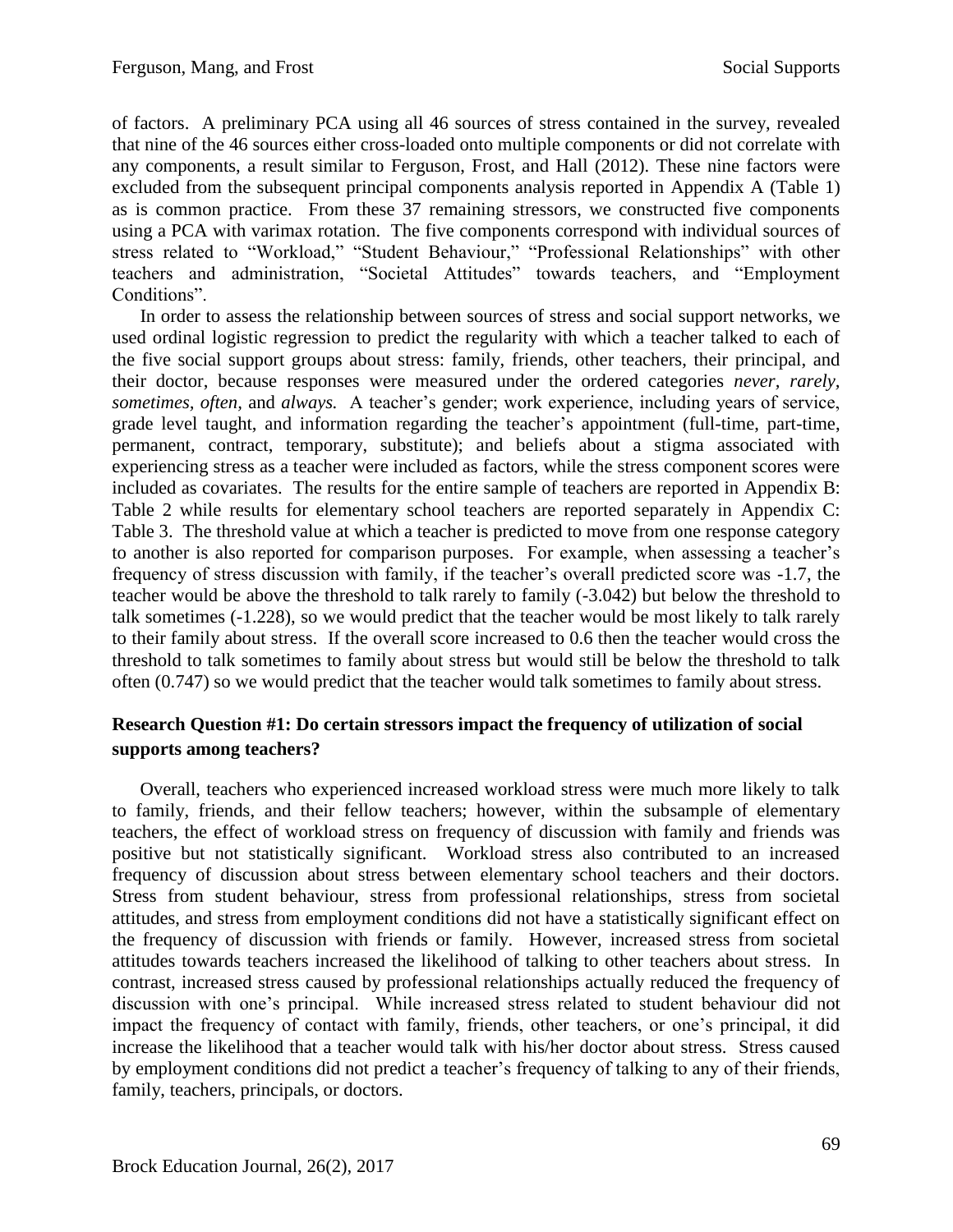of factors. A preliminary PCA using all 46 sources of stress contained in the survey, revealed that nine of the 46 sources either cross-loaded onto multiple components or did not correlate with any components, a result similar to Ferguson, Frost, and Hall (2012). These nine factors were excluded from the subsequent principal components analysis reported in Appendix A (Table 1) as is common practice. From these 37 remaining stressors, we constructed five components using a PCA with varimax rotation. The five components correspond with individual sources of stress related to "Workload," "Student Behaviour," "Professional Relationships" with other teachers and administration, "Societal Attitudes" towards teachers, and "Employment Conditions".

In order to assess the relationship between sources of stress and social support networks, we used ordinal logistic regression to predict the regularity with which a teacher talked to each of the five social support groups about stress: family, friends, other teachers, their principal, and their doctor, because responses were measured under the ordered categories *never*, *rarely*, *sometimes*, *often*, and *always.* A teacher's gender; work experience, including years of service, grade level taught, and information regarding the teacher's appointment (full-time, part-time, permanent, contract, temporary, substitute); and beliefs about a stigma associated with experiencing stress as a teacher were included as factors, while the stress component scores were included as covariates. The results for the entire sample of teachers are reported in Appendix B: Table 2 while results for elementary school teachers are reported separately in Appendix C: Table 3. The threshold value at which a teacher is predicted to move from one response category to another is also reported for comparison purposes. For example, when assessing a teacher's frequency of stress discussion with family, if the teacher's overall predicted score was -1.7, the teacher would be above the threshold to talk rarely to family (-3.042) but below the threshold to talk sometimes (-1.228), so we would predict that the teacher would be most likely to talk rarely to their family about stress. If the overall score increased to 0.6 then the teacher would cross the threshold to talk sometimes to family about stress but would still be below the threshold to talk often (0.747) so we would predict that the teacher would talk sometimes to family about stress.

### Research Question #1: Do certain stressors impact the frequency of utilization of social supports among teachers?

Overall, teachers who experienced increased workload stress were much more likely to talk to family, friends, and their fellow teachers; however, within the subsample of elementary teachers, the effect of workload stress on frequency of discussion with family and friends was positive but not statistically significant. Workload stress also contributed to an increased frequency of discussion about stress between elementary school teachers and their doctors. Stress from student behaviour, stress from professional relationships, stress from societal attitudes, and stress from employment conditions did not have a statistically significant effect on the frequency of discussion with friends or family. However, increased stress from societal attitudes towards teachers increased the likelihood of talking to other teachers about stress. In contrast, increased stress caused by professional relationships actually reduced the frequency of discussion with one's principal. While increased stress related to student behaviour did not impact the frequency of contact with family, friends, other teachers, or one's principal, it did increase the likelihood that a teacher would talk with his/her doctor about stress. Stress caused by employment conditions did not predict a teacher's frequency of talking to any of their friends, family, teachers, principals, or doctors.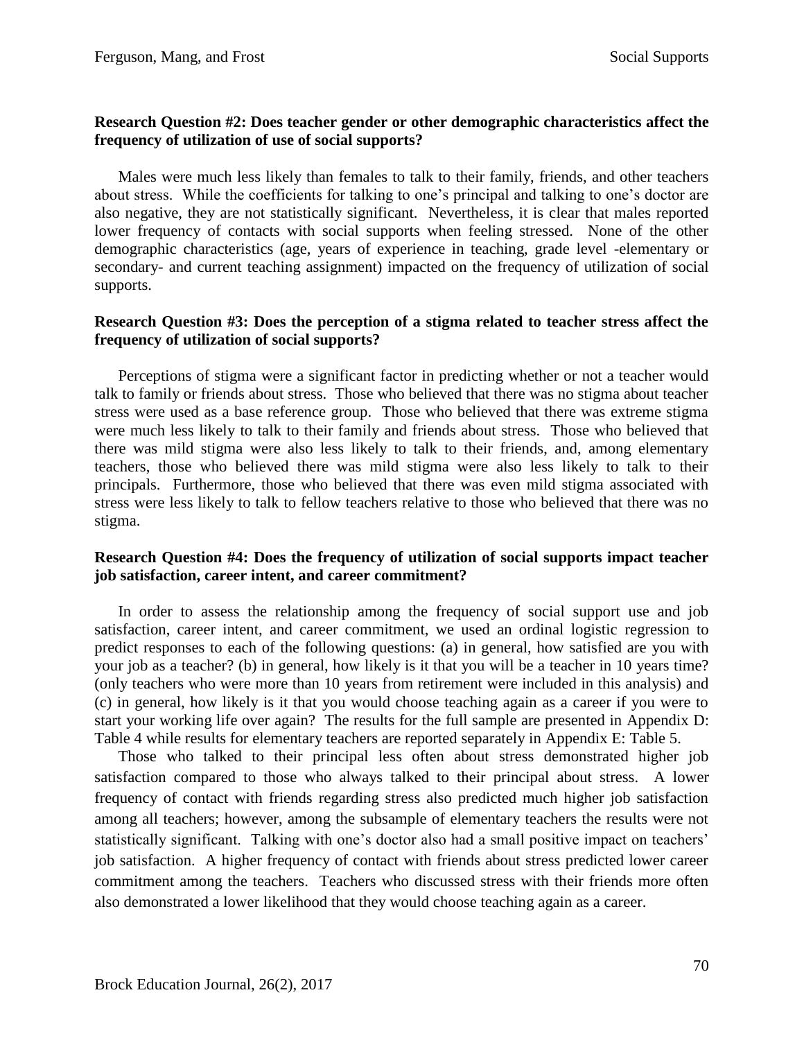**Research Question #2: Does teacher gender or other demographic characteristics affect the frequency of utilization of use of social supports?**

Males were much less likely than females to talk to their family, friends, and other teachers about stress. While the coefficients for talking to one's principal and talking to one's doctor are also negative, they are not statistically significant. Nevertheless, it is clear that males reported lower frequency of contacts with social supports when feeling stressed. None of the other demographic characteristics (age, years of experience in teaching, grade level -elementary or secondary- and current teaching assignment) impacted on the frequency of utilization of social supports.

**Research Question #3: Does the perception of a stigma related to teacher stress affect the frequency of utilization of social supports?**

Perceptions of stigma were a significant factor in predicting whether or not a teacher would talk to family or friends about stress. Those who believed that there was no stigma about teacher stress were used as a base reference group. Those who believed that there was extreme stigma were much less likely to talk to their family and friends about stress. Those who believed that there was mild stigma were also less likely to talk to their friends, and, among elementary teachers, those who believed there was mild stigma were also less likely to talk to their principals. Furthermore, those who believed that there was even mild stigma associated with stress were less likely to talk to fellow teachers relative to those who believed that there was no stigma.

**Research Question #4: Does the frequency of utilization of social supports impact teacher job satisfaction, career intent, and career commitment?**

In order to assess the relationship among the frequency of social support use and job satisfaction, career intent, and career commitment, we used an ordinal logistic regression to predict responses to each of the following questions: (a) in general, how satisfied are you with your job as a teacher? (b) in general, how likely is it that you will be a teacher in 10 years time? (only teachers who were more than 10 years from retirement were included in this analysis) and (c) in general, how likely is it that you would choose teaching again as a career if you were to start your working life over again? The results for the full sample are presented in Appendix D: Table 4 while results for elementary teachers are reported separately in Appendix E: Table 5.

Those who talked to their principal less often about stress demonstrated higher job satisfaction compared to those who always talked to their principal about stress. A lower frequency of contact with friends regarding stress also predicted much higher job satisfaction among all teachers; however, among the subsample of elementary teachers the results were not statistically significant. Talking with one's doctor also had a small positive impact on teachers' job satisfaction. A higher frequency of contact with friends about stress predicted lower career commitment among the teachers. Teachers who discussed stress with their friends more often also demonstrated a lower likelihood that they would choose teaching again as a career.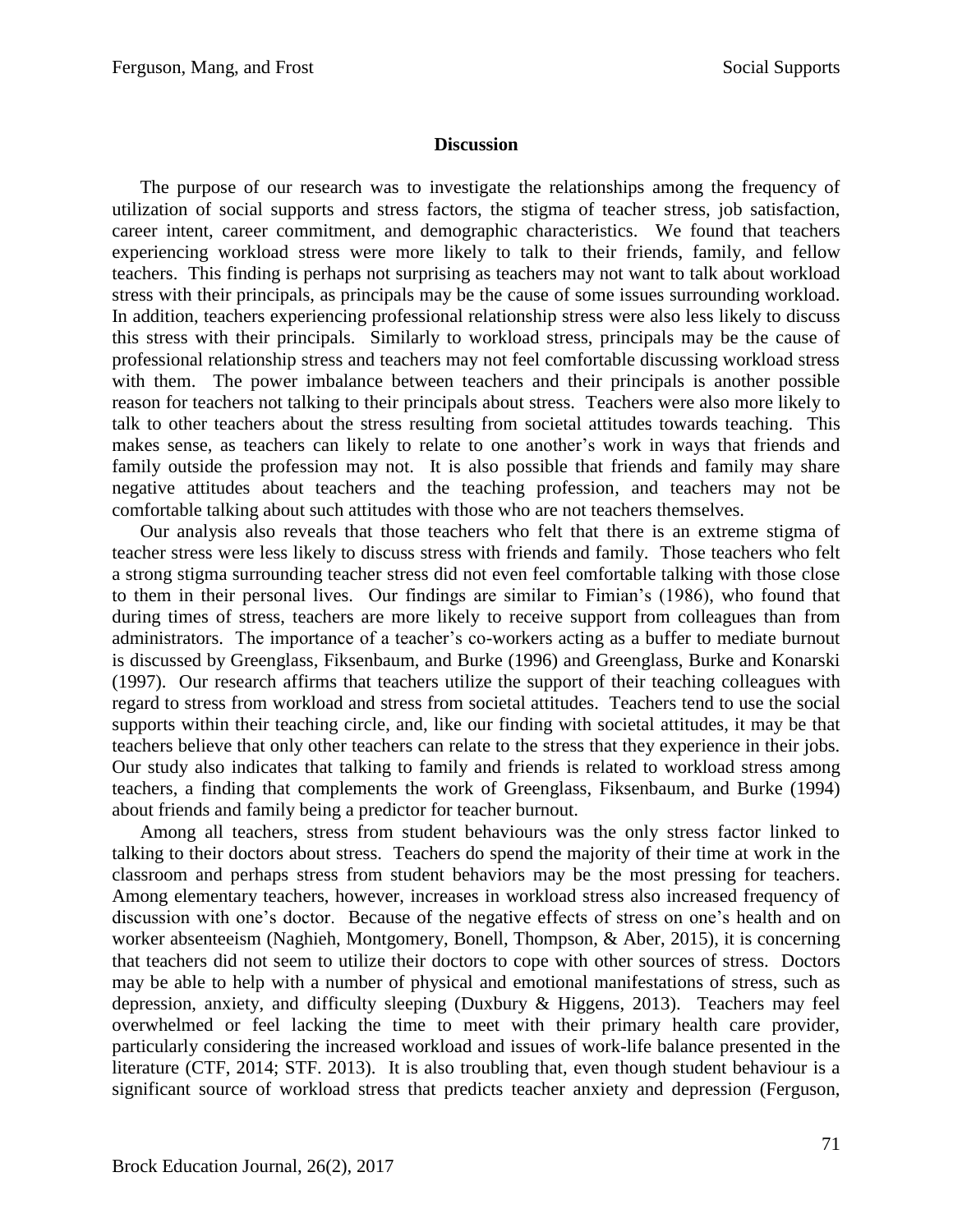## Discussion

The purpose of our research was to investigate the relationships among the frequency of utilization of social supports and stress factors, the stigma of teacher stress, job satisfaction, career intent, career commitment, and demographic characteristics. We found that teachers experiencing workload stress were more likely to talk to their friends, family, and fellow teachers. This finding is perhaps not surprising as teachers may not want to talk about workload stress with their principals, as principals may be the cause of some issues surrounding workload. In addition, teachers experiencing professional relationship stress were also less likely to discuss this stress with their principals. Similarly to workload stress, principals may be the cause of professional relationship stress and teachers may not feel comfortable discussing workload stress with them. The power imbalance between teachers and their principals is another possible reason for teachers not talking to their principals about stress. Teachers were also more likely to talk to other teachers about the stress resulting from societal attitudes towards teaching. This makes sense, as teachers can likely to relate to one another's work in ways that friends and family outside the profession may not. It is also possible that friends and family may share negative attitudes about teachers and the teaching profession, and teachers may not be comfortable talking about such attitudes with those who are not teachers themselves.

Our analysis also reveals that those teachers who felt that there is an extreme stigma of teacher stress were less likely to discuss stress with friends and family. Those teachers who felt a strong stigma surrounding teacher stress did not even feel comfortable talking with those close to them in their personal lives. Our findings are similar to Fimian's (1986), who found that during times of stress, teachers are more likely to receive support from colleagues than from administrators. The importance of a teacher's co-workers acting as a buffer to mediate burnout is discussed by Greenglass, Fiksenbaum, and Burke (1996) and Greenglass, Burke and Konarski (1997). Our research affirms that teachers utilize the support of their teaching colleagues with regard to stress from workload and stress from societal attitudes. Teachers tend to use the social supports within their teaching circle, and, like our finding with societal attitudes, it may be that teachers believe that only other teachers can relate to the stress that they experience in their jobs. Our study also indicates that talking to family and friends is related to workload stress among teachers, a finding that complements the work of Greenglass, Fiksenbaum, and Burke (1994) about friends and family being a predictor for teacher burnout.

Among all teachers, stress from student behaviours was the only stress factor linked to talking to their doctors about stress. Teachers do spend the majority of their time at work in the classroom and perhaps stress from student behaviors may be the most pressing for teachers. Among elementary teachers, however, increases in workload stress also increased frequency of discussion with one's doctor. Because of the negative effects of stress on one's health and on worker absenteeism (Naghieh, Montgomery, Bonell, Thompson, & Aber, 2015), it is concerning that teachers did not seem to utilize their doctors to cope with other sources of stress. Doctors may be able to help with a number of physical and emotional manifestations of stress, such as depression, anxiety, and difficulty sleeping (Duxbury & Higgens, 2013). Teachers may feel overwhelmed or feel lacking the time to meet with their primary health care provider, particularly considering the increased workload and issues of work-life balance presented in the literature (CTF, 2014; STF. 2013). It is also troubling that, even though student behaviour is a significant source of workload stress that predicts teacher anxiety and depression (Ferguson,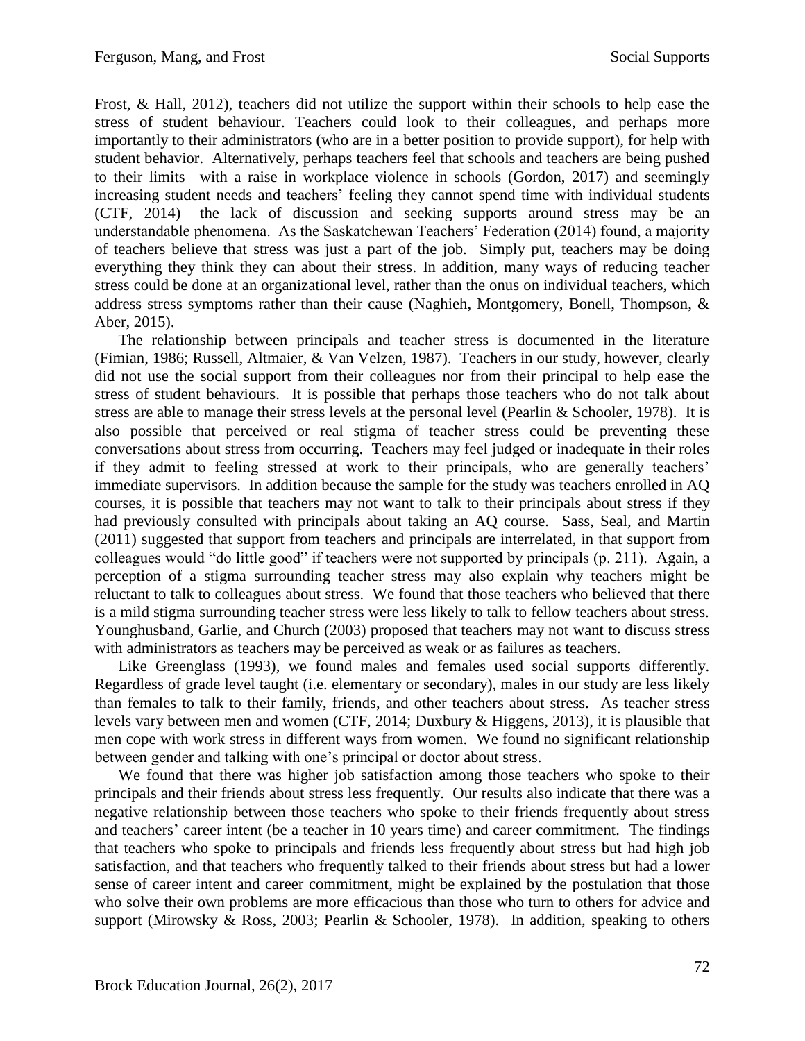Frost, & Hall, 2012), teachers did not utilize the support within their schools to help ease the stress of student behaviour. Teachers could look to their colleagues, and perhaps more importantly to their administrators (who are in a better position to provide support), for help with student behavior. Alternatively, perhaps teachers feel that schools and teachers are being pushed to their limits –with a raise in workplace violence in schools (Gordon, 2017) and seemingly increasing student needs and teachers' feeling they cannot spend time with individual students (CTF, 2014) –the lack of discussion and seeking supports around stress may be an understandable phenomena. As the Saskatchewan Teachers' Federation (2014) found, a majority of teachers believe that stress was just a part of the job. Simply put, teachers may be doing everything they think they can about their stress. In addition, many ways of reducing teacher stress could be done at an organizational level, rather than the onus on individual teachers, which address stress symptoms rather than their cause (Naghieh, Montgomery, Bonell, Thompson, & Aber, 2015).

The relationship between principals and teacher stress is documented in the literature (Fimian, 1986; Russell, Altmaier, & Van Velzen, 1987). Teachers in our study, however, clearly did not use the social support from their colleagues nor from their principal to help ease the stress of student behaviours. It is possible that perhaps those teachers who do not talk about stress are able to manage their stress levels at the personal level (Pearlin & Schooler, 1978). It is also possible that perceived or real stigma of teacher stress could be preventing these conversations about stress from occurring. Teachers may feel judged or inadequate in their roles if they admit to feeling stressed at work to their principals, who are generally teachers' immediate supervisors. In addition because the sample for the study was teachers enrolled in AQ courses, it is possible that teachers may not want to talk to their principals about stress if they had previously consulted with principals about taking an AQ course. Sass, Seal, and Martin (2011) suggested that support from teachers and principals are interrelated, in that support from colleagues would "do little good" if teachers were not supported by principals (p. 211). Again, a perception of a stigma surrounding teacher stress may also explain why teachers might be reluctant to talk to colleagues about stress. We found that those teachers who believed that there is a mild stigma surrounding teacher stress were less likely to talk to fellow teachers about stress. Younghusband, Garlie, and Church (2003) proposed that teachers may not want to discuss stress with administrators as teachers may be perceived as weak or as failures as teachers.

Like Greenglass (1993), we found males and females used social supports differently. Regardless of grade level taught (i.e. elementary or secondary), males in our study are less likely than females to talk to their family, friends, and other teachers about stress. As teacher stress levels vary between men and women (CTF, 2014; Duxbury & Higgens, 2013), it is plausible that men cope with work stress in different ways from women. We found no significant relationship between gender and talking with one's principal or doctor about stress.

We found that there was higher job satisfaction among those teachers who spoke to their principals and their friends about stress less frequently. Our results also indicate that there was a negative relationship between those teachers who spoke to their friends frequently about stress and teachers' career intent (be a teacher in 10 years time) and career commitment. The findings that teachers who spoke to principals and friends less frequently about stress but had high job satisfaction, and that teachers who frequently talked to their friends about stress but had a lower sense of career intent and career commitment, might be explained by the postulation that those who solve their own problems are more efficacious than those who turn to others for advice and support (Mirowsky & Ross, 2003; Pearlin & Schooler, 1978). In addition, speaking to others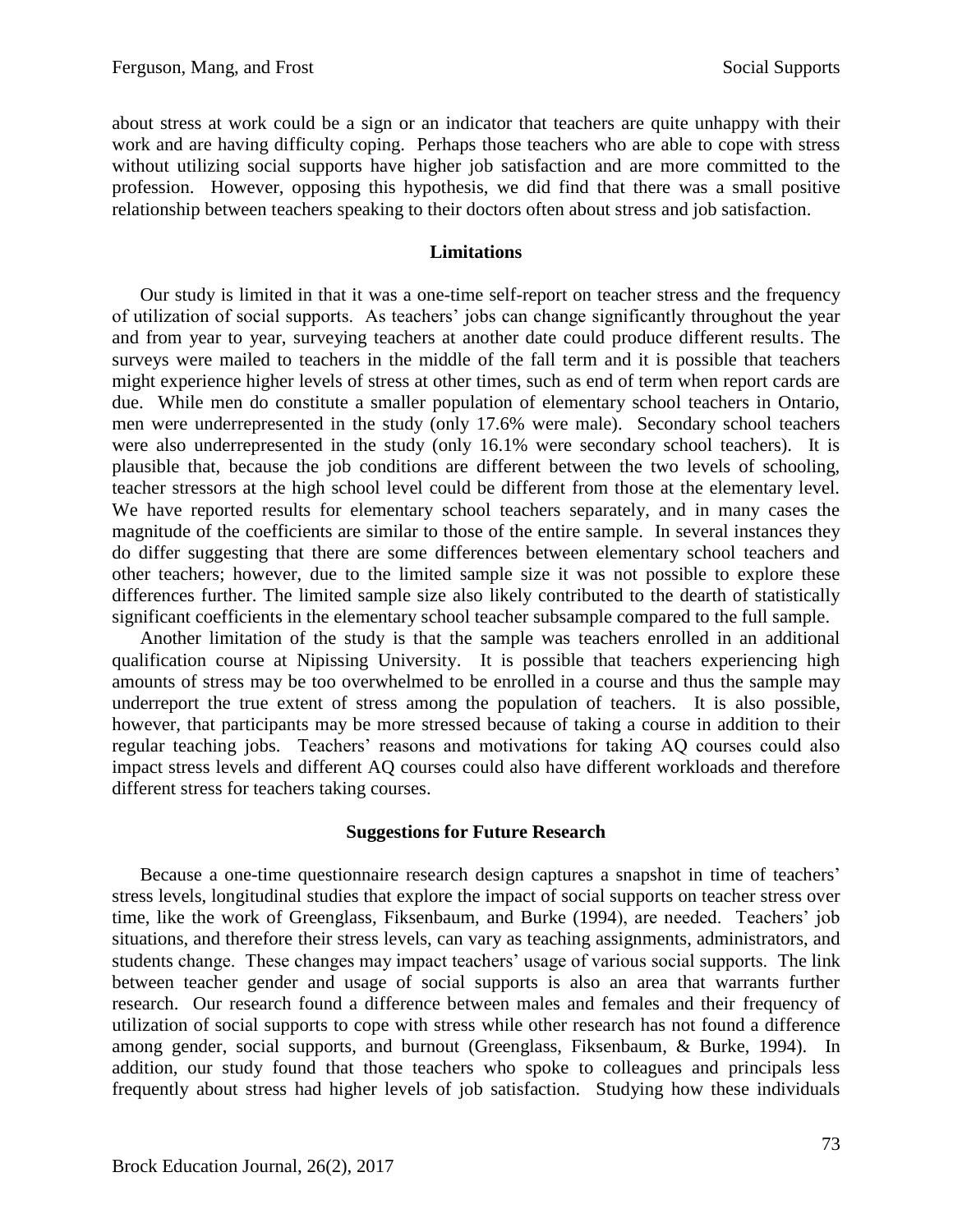about stress at work could be a sign or an indicator that teachers are quite unhappy with their work and are having difficulty coping. Perhaps those teachers who are able to cope with stress without utilizing social supports have higher job satisfaction and are more committed to the profession. However, opposing this hypothesis, we did find that there was a small positive relationship between teachers speaking to their doctors often about stress and job satisfaction.

## Limitations

Our study is limited in that it was a one-time self-report on teacher stress and the frequency of utilization of social supports. As teachers' jobs can change significantly throughout the year and from year to year, surveying teachers at another date could produce different results. The surveys were mailed to teachers in the middle of the fall term and it is possible that teachers might experience higher levels of stress at other times, such as end of term when report cards are due. While men do constitute a smaller population of elementary school teachers in Ontario, men were underrepresented in the study (only 17.6% were male). Secondary school teachers were also underrepresented in the study (only 16.1% were secondary school teachers). It is plausible that, because the job conditions are different between the two levels of schooling, teacher stressors at the high school level could be different from those at the elementary level. We have reported results for elementary school teachers separately, and in many cases the magnitude of the coefficients are similar to those of the entire sample. In several instances they do differ suggesting that there are some differences between elementary school teachers and other teachers; however, due to the limited sample size it was not possible to explore these differences further. The limited sample size also likely contributed to the dearth of statistically significant coefficients in the elementary school teacher subsample compared to the full sample.

Another limitation of the study is that the sample was teachers enrolled in an additional qualification course at Nipissing University. It is possible that teachers experiencing high amounts of stress may be too overwhelmed to be enrolled in a course and thus the sample may underreport the true extent of stress among the population of teachers. It is also possible, however, that participants may be more stressed because of taking a course in addition to their regular teaching jobs. Teachers' reasons and motivations for taking AQ courses could also impact stress levels and different AQ courses could also have different workloads and therefore different stress for teachers taking courses.

## Suggestions for Future Research

Because a one-time questionnaire research design captures a snapshot in time of teachers' stress levels, longitudinal studies that explore the impact of social supports on teacher stress over time, like the work of Greenglass, Fiksenbaum, and Burke (1994), are needed. Teachers' job situations, and therefore their stress levels, can vary as teaching assignments, administrators, and students change. These changes may impact teachers' usage of various social supports. The link between teacher gender and usage of social supports is also an area that warrants further research. Our research found a difference between males and females and their frequency of utilization of social supports to cope with stress while other research has not found a difference among gender, social supports, and burnout (Greenglass, Fiksenbaum, & Burke, 1994). In addition, our study found that those teachers who spoke to colleagues and principals less frequently about stress had higher levels of job satisfaction. Studying how these individuals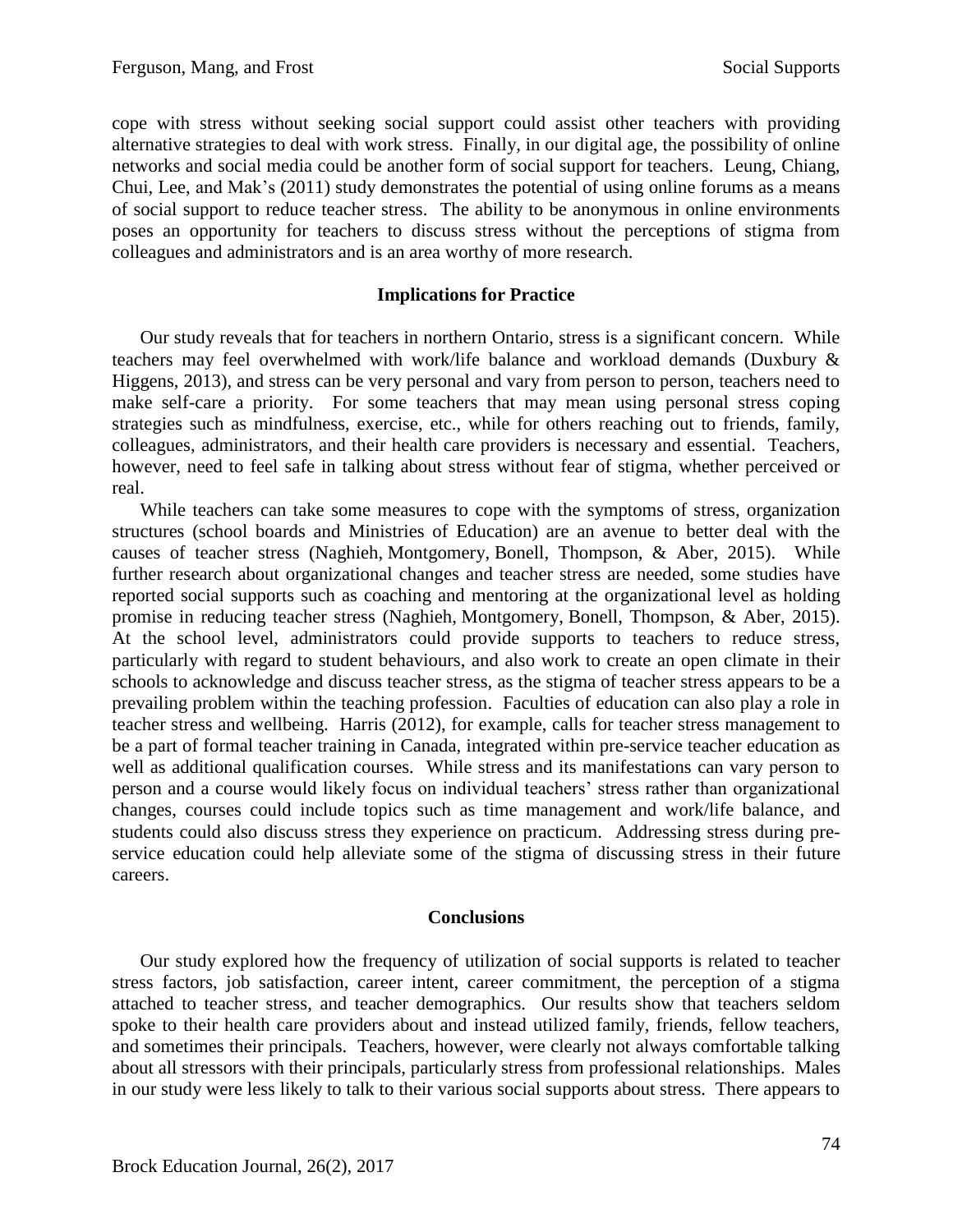cope with stress without seeking social support could assist other teachers with providing alternative strategies to deal with work stress. Finally, in our digital age, the possibility of online networks and social media could be another form of social support for teachers. Leung, Chiang, Chui, Lee, and Mak's (2011) study demonstrates the potential of using online forums as a means of social support to reduce teacher stress. The ability to be anonymous in online environments poses an opportunity for teachers to discuss stress without the perceptions of stigma from colleagues and administrators and is an area worthy of more research.

## Implications for Practice

Our study reveals that for teachers in northern Ontario, stress is a significant concern. While teachers may feel overwhelmed with work/life balance and workload demands (Duxbury & Higgens, 2013), and stress can be very personal and vary from person to person, teachers need to make self-care a priority. For some teachers that may mean using personal stress coping strategies such as mindfulness, exercise, etc., while for others reaching out to friends, family, colleagues, administrators, and their health care providers is necessary and essential. Teachers, however, need to feel safe in talking about stress without fear of stigma, whether perceived or real.

While teachers can take some measures to cope with the symptoms of stress, organization structures (school boards and Ministries of Education) are an avenue to better deal with the causes of teacher stress (Naghieh, Montgomery, Bonell, Thompson, & Aber, 2015). While further research about organizational changes and teacher stress are needed, some studies have reported social supports such as coaching and mentoring at the organizational level as holding promise in reducing teacher stress (Naghieh, Montgomery, Bonell, Thompson, & Aber, 2015). At the school level, administrators could provide supports to teachers to reduce stress, particularly with regard to student behaviours, and also work to create an open climate in their schools to acknowledge and discuss teacher stress, as the stigma of teacher stress appears to be a prevailing problem within the teaching profession. Faculties of education can also play a role in teacher stress and wellbeing. Harris (2012), for example, calls for teacher stress management to be a part of formal teacher training in Canada, integrated within pre-service teacher education as well as additional qualification courses. While stress and its manifestations can vary person to person and a course would likely focus on individual teachers' stress rather than organizational changes, courses could include topics such as time management and work/life balance, and students could also discuss stress they experience on practicum. Addressing stress during pre-service education could help alleviate some of the stigma of discussing stress in their future careers.

## Conclusions

Our study explored how the frequency of utilization of social supports is related to teacher stress factors, job satisfaction, career intent, career commitment, the perception of a stigma attached to teacher stress, and teacher demographics. Our results show that teachers seldom spoke to their health care providers about and instead utilized family, friends, fellow teachers, and sometimes their principals. Teachers, however, were clearly not always comfortable talking about all stressors with their principals, particularly stress from professional relationships. Males in our study were less likely to talk to their various social supports about stress. There appears to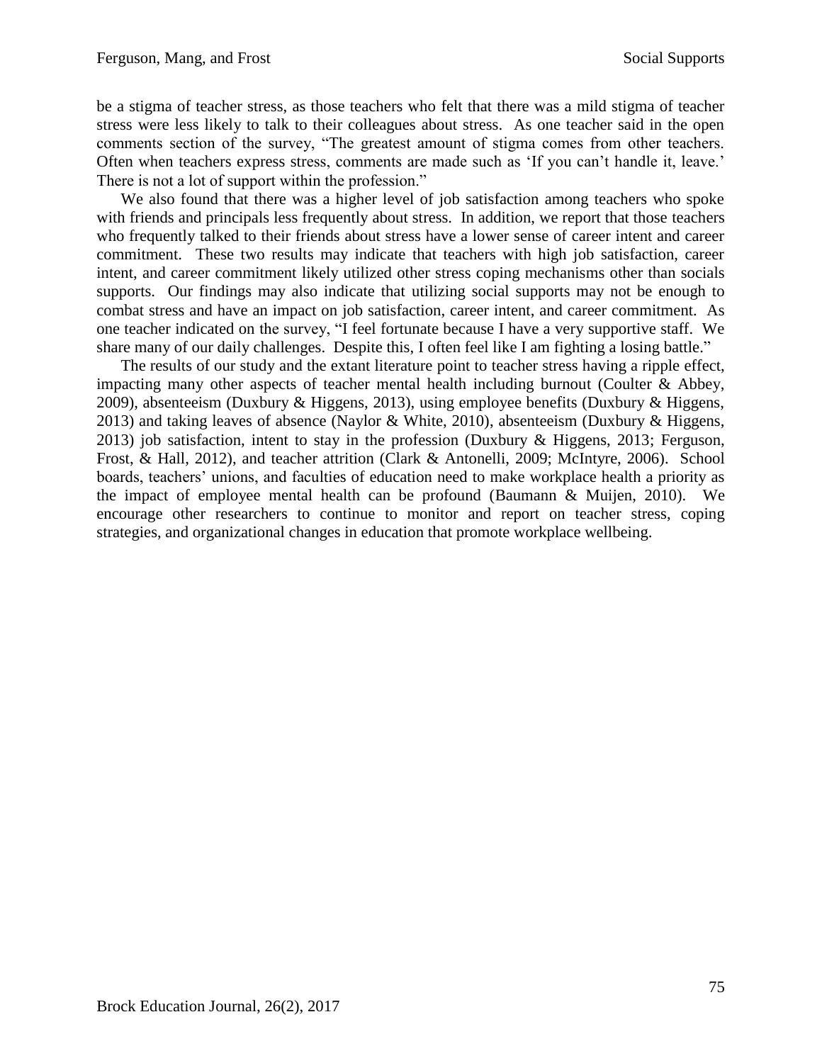be a stigma of teacher stress, as those teachers who felt that there was a mild stigma of teacher stress were less likely to talk to their colleagues about stress. As one teacher said in the open comments section of the survey, "The greatest amount of stigma comes from other teachers. Often when teachers express stress, comments are made such as 'If you can't handle it, leave.' There is not a lot of support within the profession."

We also found that there was a higher level of job satisfaction among teachers who spoke with friends and principals less frequently about stress. In addition, we report that those teachers who frequently talked to their friends about stress have a lower sense of career intent and career commitment. These two results may indicate that teachers with high job satisfaction, career intent, and career commitment likely utilized other stress coping mechanisms other than socials supports. Our findings may also indicate that utilizing social supports may not be enough to combat stress and have an impact on job satisfaction, career intent, and career commitment. As one teacher indicated on the survey, "I feel fortunate because I have a very supportive staff. We share many of our daily challenges. Despite this, I often feel like I am fighting a losing battle."

The results of our study and the extant literature point to teacher stress having a ripple effect, impacting many other aspects of teacher mental health including burnout (Coulter & Abbey, 2009), absenteeism (Duxbury & Higgens, 2013), using employee benefits (Duxbury & Higgens, 2013) and taking leaves of absence (Naylor & White, 2010), absenteeism (Duxbury & Higgens, 2013) job satisfaction, intent to stay in the profession (Duxbury & Higgens, 2013; Ferguson, Frost, & Hall, 2012), and teacher attrition (Clark & Antonelli, 2009; McIntyre, 2006). School boards, teachers' unions, and faculties of education need to make workplace health a priority as the impact of employee mental health can be profound (Baumann & Muijen, 2010). We encourage other researchers to continue to monitor and report on teacher stress, coping strategies, and organizational changes in education that promote workplace wellbeing.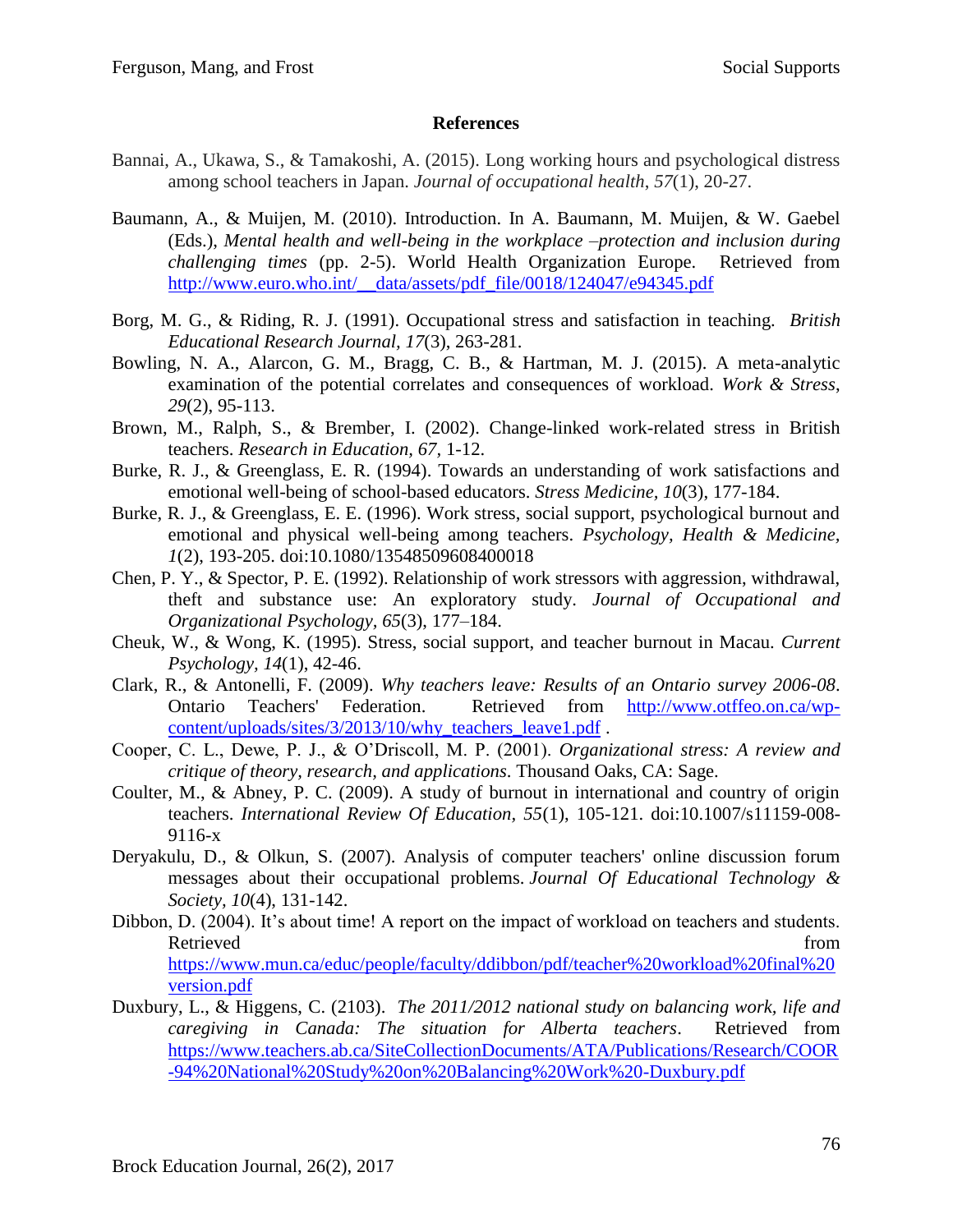## References

Bannai, A., Ukawa, S., & Tamakoshi, A. (2015). Long working hours and psychological distress among school teachers in Japan. *Journal of occupational health*, *57*(1), 20-27.

Baumann, A., & Muijen, M. (2010). Introduction. In A. Baumann, M. Muijen, & W. Gaebel (Eds.), *Mental health and well-being in the workplace –protection and inclusion during challenging times* (pp. 2-5). World Health Organization Europe. Retrieved from http://www.euro.who.int/__data/assets/pdf_file/0018/124047/e94345.pdf

Borg, M. G., & Riding, R. J. (1991). Occupational stress and satisfaction in teaching. *British Educational Research Journal*, *17*(3), 263-281.

Bowling, N. A., Alarcon, G. M., Bragg, C. B., & Hartman, M. J. (2015). A meta-analytic examination of the potential correlates and consequences of workload. *Work & Stress*, *29*(2), 95-113.

Brown, M., Ralph, S., & Brember, I. (2002). Change-linked work-related stress in British teachers. *Research in Education*, *67*, 1-12.

Burke, R. J., & Greenglass, E. R. (1994). Towards an understanding of work satisfactions and emotional well-being of school-based educators. *Stress Medicine, 10*(3), 177-184.

Burke, R. J., & Greenglass, E. E. (1996). Work stress, social support, psychological burnout and emotional and physical well-being among teachers. *Psychology, Health & Medicine, 1*(2), 193-205. doi:10.1080/13548509608400018

Chen, P. Y., & Spector, P. E. (1992). Relationship of work stressors with aggression, withdrawal, theft and substance use: An exploratory study. *Journal of Occupational and Organizational Psychology*, *65*(3), 177–184.

Cheuk, W., & Wong, K. (1995). Stress, social support, and teacher burnout in Macau. *Current Psychology, 14*(1), 42-46.

Clark, R., & Antonelli, F. (2009). *Why teachers leave: Results of an Ontario survey 2006-08*. Ontario Teachers' Federation. Retrieved from http://www.otffeo.on.ca/wp-content/uploads/sites/3/2013/10/why_teachers_leave1.pdf .

Cooper, C. L., Dewe, P. J., & O'Driscoll, M. P. (2001). *Organizational stress: A review and critique of theory, research, and applications*. Thousand Oaks, CA: Sage.

Coulter, M., & Abney, P. C. (2009). A study of burnout in international and country of origin teachers. *International Review Of Education, 55*(1), 105-121. doi:10.1007/s11159-008-9116-x

Deryakulu, D., & Olkun, S. (2007). Analysis of computer teachers' online discussion forum messages about their occupational problems. *Journal Of Educational Technology & Society, 10*(4), 131-142.

Dibbon, D. (2004). It's about time! A report on the impact of workload on teachers and students. Retrieved from https://www.mun.ca/educ/people/faculty/ddibbon/pdf/teacher%20workload%20final%20version.pdf

Duxbury, L., & Higgens, C. (2103). *The 2011/2012 national study on balancing work, life and caregiving in Canada: The situation for Alberta teachers*. Retrieved from https://www.teachers.ab.ca/SiteCollectionDocuments/ATA/Publications/Research/COOR-94%20National%20Study%20on%20Balancing%20Work%20-Duxbury.pdf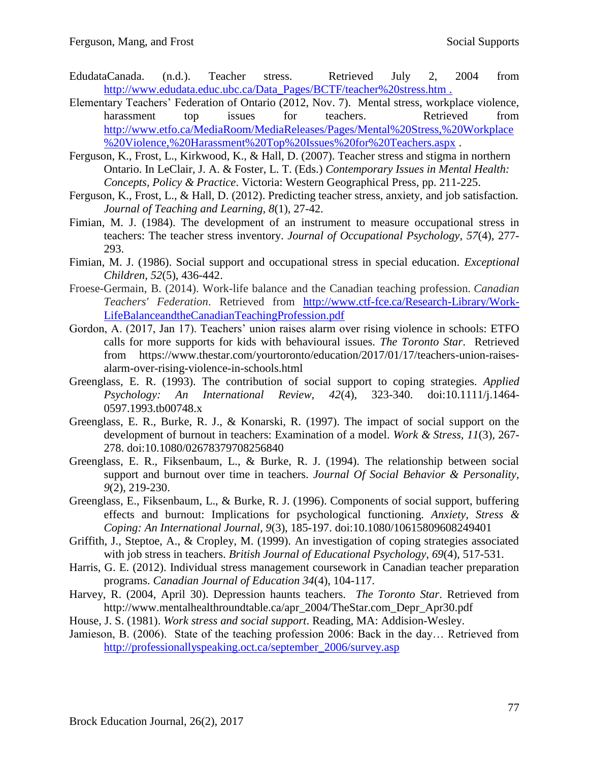EdudataCanada. (n.d.). Teacher stress. Retrieved July 2, 2004 from http://www.edudata.educ.ubc.ca/Data_Pages/BCTF/teacher%20stress.htm .

Elementary Teachers' Federation of Ontario (2012, Nov. 7). Mental stress, workplace violence, harassment top issues for teachers. Retrieved from http://www.etfo.ca/MediaRoom/MediaReleases/Pages/Mental%20Stress,%20Workplace%20Violence,%20Harassment%20Top%20Issues%20for%20Teachers.aspx .

Ferguson, K., Frost, L., Kirkwood, K., & Hall, D. (2007). Teacher stress and stigma in northern Ontario. In LeClair, J. A. & Foster, L. T. (Eds.) *Contemporary Issues in Mental Health: Concepts, Policy & Practice*. Victoria: Western Geographical Press, pp. 211-225.

Ferguson, K., Frost, L., & Hall, D. (2012). Predicting teacher stress, anxiety, and job satisfaction. *Journal of Teaching and Learning, 8*(1), 27-42.

Fimian, M. J. (1984). The development of an instrument to measure occupational stress in teachers: The teacher stress inventory. *Journal of Occupational Psychology, 57*(4), 277-293.

Fimian, M. J. (1986). Social support and occupational stress in special education. *Exceptional Children, 52*(5), 436-442.

Froese-Germain, B. (2014). Work-life balance and the Canadian teaching profession. *Canadian Teachers' Federation*. Retrieved from http://www.ctf-fce.ca/Research-Library/Work-LifeBalanceandtheCanadianTeachingProfession.pdf

Gordon, A. (2017, Jan 17). Teachers' union raises alarm over rising violence in schools: ETFO calls for more supports for kids with behavioural issues. *The Toronto Star*. Retrieved from https://www.thestar.com/yourtoronto/education/2017/01/17/teachers-union-raises-alarm-over-rising-violence-in-schools.html

Greenglass, E. R. (1993). The contribution of social support to coping strategies. *Applied Psychology: An International Review, 42*(4), 323-340. doi:10.1111/j.1464-0597.1993.tb00748.x

Greenglass, E. R., Burke, R. J., & Konarski, R. (1997). The impact of social support on the development of burnout in teachers: Examination of a model. *Work & Stress, 11*(3), 267-278. doi:10.1080/02678379708256840

Greenglass, E. R., Fiksenbaum, L., & Burke, R. J. (1994). The relationship between social support and burnout over time in teachers. *Journal Of Social Behavior & Personality, 9*(2), 219-230.

Greenglass, E., Fiksenbaum, L., & Burke, R. J. (1996). Components of social support, buffering effects and burnout: Implications for psychological functioning. *Anxiety, Stress & Coping: An International Journal, 9*(3), 185-197. doi:10.1080/10615809608249401

Griffith, J., Steptoe, A., & Cropley, M. (1999). An investigation of coping strategies associated with job stress in teachers. *British Journal of Educational Psychology, 69*(4), 517-531.

Harris, G. E. (2012). Individual stress management coursework in Canadian teacher preparation programs. *Canadian Journal of Education 34*(4), 104-117.

Harvey, R. (2004, April 30). Depression haunts teachers. *The Toronto Star*. Retrieved from http://www.mentalhealthroundtable.ca/apr_2004/TheStar.com_Depr_Apr30.pdf

House, J. S. (1981). *Work stress and social support*. Reading, MA: Addision-Wesley.

Jamieson, B. (2006). State of the teaching profession 2006: Back in the day… Retrieved from http://professionallyspeaking.oct.ca/september_2006/survey.asp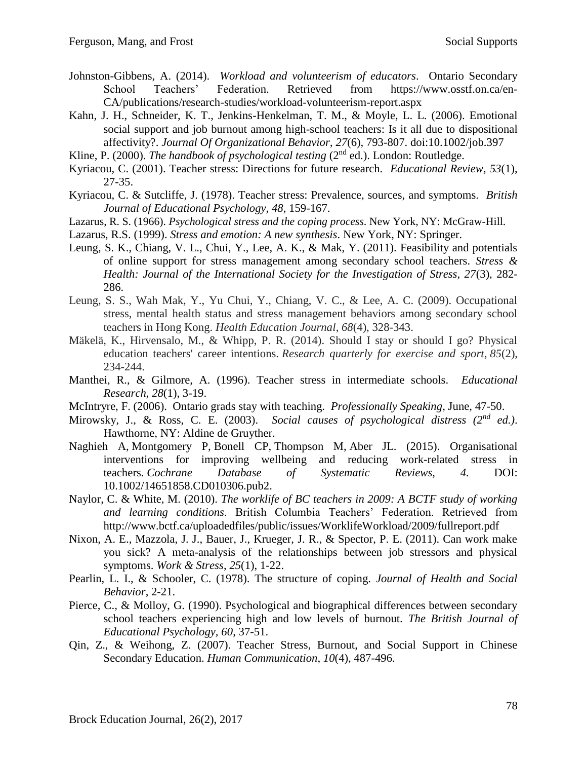Johnston-Gibbens, A. (2014). *Workload and volunteerism of educators*. Ontario Secondary School Teachers' Federation. Retrieved from https://www.osstf.on.ca/en-CA/publications/research-studies/workload-volunteerism-report.aspx

Kahn, J. H., Schneider, K. T., Jenkins-Henkelman, T. M., & Moyle, L. L. (2006). Emotional social support and job burnout among high-school teachers: Is it all due to dispositional affectivity?. *Journal Of Organizational Behavior*, *27*(6), 793-807. doi:10.1002/job.397

Kline, P. (2000). *The handbook of psychological testing* (2nd ed.). London: Routledge.

Kyriacou, C. (2001). Teacher stress: Directions for future research. *Educational Review, 53*(1), 27-35.

Kyriacou, C. & Sutcliffe, J. (1978). Teacher stress: Prevalence, sources, and symptoms. *British Journal of Educational Psychology, 48*, 159-167.

Lazarus, R. S. (1966). *Psychological stress and the coping process*. New York, NY: McGraw-Hill.

Lazarus, R.S. (1999). *Stress and emotion: A new synthesis*. New York, NY: Springer.

Leung, S. K., Chiang, V. L., Chui, Y., Lee, A. K., & Mak, Y. (2011). Feasibility and potentials of online support for stress management among secondary school teachers. *Stress & Health: Journal of the International Society for the Investigation of Stress, 27*(3), 282-286.

Leung, S. S., Wah Mak, Y., Yu Chui, Y., Chiang, V. C., & Lee, A. C. (2009). Occupational stress, mental health status and stress management behaviors among secondary school teachers in Hong Kong. *Health Education Journal*, *68*(4), 328-343.

Mäkelä, K., Hirvensalo, M., & Whipp, P. R. (2014). Should I stay or should I go? Physical education teachers' career intentions. *Research quarterly for exercise and sport*, *85*(2), 234-244.

Manthei, R., & Gilmore, A. (1996). Teacher stress in intermediate schools. *Educational Research*, *28*(1), 3-19.

McIntryre, F. (2006). Ontario grads stay with teaching. *Professionally Speaking*, June, 47-50.

Mirowsky, J., & Ross, C. E. (2003). *Social causes of psychological distress (2nd ed.)*. Hawthorne, NY: Aldine de Gruyther.

Naghieh A, Montgomery P, Bonell CP, Thompson M, Aber JL. (2015). Organisational interventions for improving wellbeing and reducing work-related stress in teachers. *Cochrane Database of Systematic Reviews, 4.* DOI: 10.1002/14651858.CD010306.pub2.

Naylor, C. & White, M. (2010). *The worklife of BC teachers in 2009: A BCTF study of working and learning conditions*. British Columbia Teachers' Federation. Retrieved from http://www.bctf.ca/uploadedfiles/public/issues/WorklifeWorkload/2009/fullreport.pdf

Nixon, A. E., Mazzola, J. J., Bauer, J., Krueger, J. R., & Spector, P. E. (2011). Can work make you sick? A meta-analysis of the relationships between job stressors and physical symptoms. *Work & Stress*, *25*(1), 1-22.

Pearlin, L. I., & Schooler, C. (1978). The structure of coping. *Journal of Health and Social Behavior*, 2-21.

Pierce, C., & Molloy, G. (1990). Psychological and biographical differences between secondary school teachers experiencing high and low levels of burnout. *The British Journal of Educational Psychology, 60*, 37-51.

Qin, Z., & Weihong, Z. (2007). Teacher Stress, Burnout, and Social Support in Chinese Secondary Education. *Human Communication*, *10*(4), 487-496.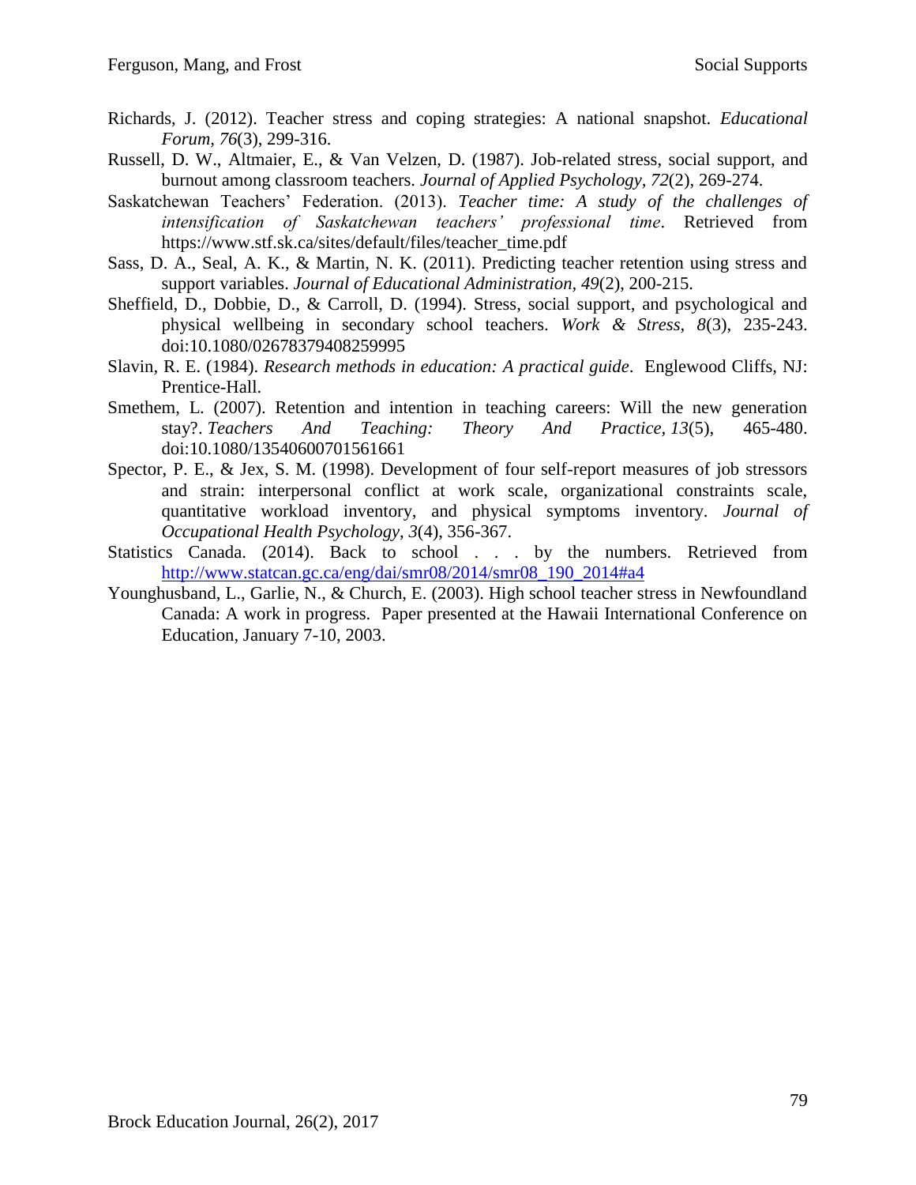Richards, J. (2012). Teacher stress and coping strategies: A national snapshot. *Educational Forum*, *76*(3), 299-316.

Russell, D. W., Altmaier, E., & Van Velzen, D. (1987). Job-related stress, social support, and burnout among classroom teachers. *Journal of Applied Psychology*, *72*(2), 269-274.

Saskatchewan Teachers' Federation. (2013). *Teacher time: A study of the challenges of intensification of Saskatchewan teachers' professional time*. Retrieved from https://www.stf.sk.ca/sites/default/files/teacher_time.pdf

Sass, D. A., Seal, A. K., & Martin, N. K. (2011). Predicting teacher retention using stress and support variables. *Journal of Educational Administration*, *49*(2), 200-215.

Sheffield, D., Dobbie, D., & Carroll, D. (1994). Stress, social support, and psychological and physical wellbeing in secondary school teachers. *Work & Stress*, *8*(3), 235-243. doi:10.1080/02678379408259995

Slavin, R. E. (1984). *Research methods in education: A practical guide*. Englewood Cliffs, NJ: Prentice-Hall.

Smethem, L. (2007). Retention and intention in teaching careers: Will the new generation stay?. *Teachers And Teaching: Theory And Practice*, *13*(5), 465-480. doi:10.1080/13540600701561661

Spector, P. E., & Jex, S. M. (1998). Development of four self-report measures of job stressors and strain: interpersonal conflict at work scale, organizational constraints scale, quantitative workload inventory, and physical symptoms inventory. *Journal of Occupational Health Psychology*, *3*(4), 356-367.

Statistics Canada. (2014). Back to school . . . by the numbers. Retrieved from http://www.statcan.gc.ca/eng/dai/smr08/2014/smr08_190_2014#a4

Younghusband, L., Garlie, N., & Church, E. (2003). High school teacher stress in Newfoundland Canada: A work in progress. Paper presented at the Hawaii International Conference on Education, January 7-10, 2003.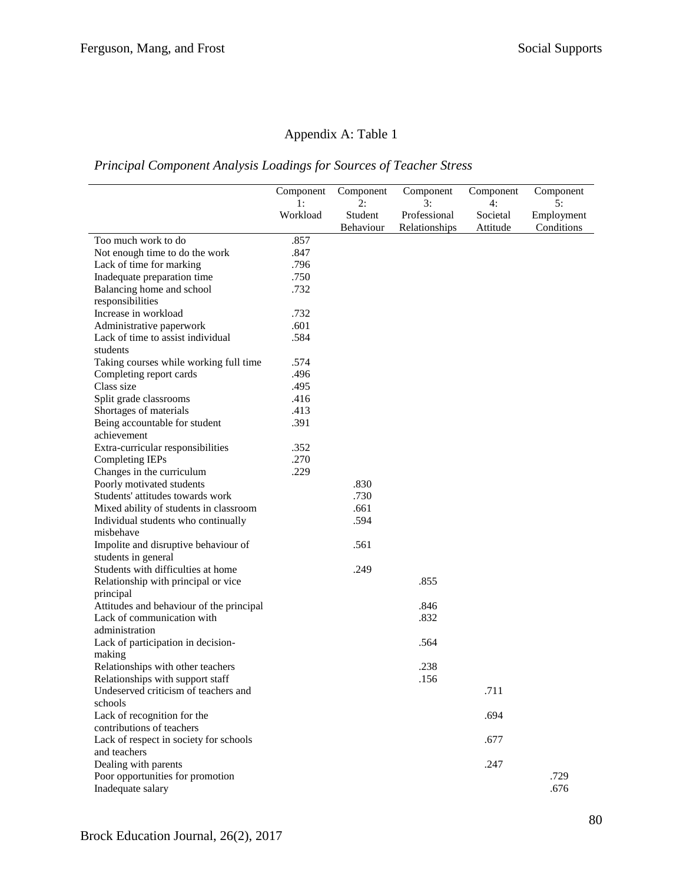Appendix A: Table 1

*Principal Component Analysis Loadings for Sources of Teacher Stress*

| | Component 1: Workload | Component 2: Student Behaviour | Component 3: Professional Relationships | Component 4: Societal Attitude | Component 5: Employment Conditions |
|---|---|---|---|---|---|
| Too much work to do | .857 | | | | |
| Not enough time to do the work | .847 | | | | |
| Lack of time for marking | .796 | | | | |
| Inadequate preparation time | .750 | | | | |
| Balancing home and school responsibilities | .732 | | | | |
| Increase in workload | .732 | | | | |
| Administrative paperwork | .601 | | | | |
| Lack of time to assist individual students | .584 | | | | |
| Taking courses while working full time | .574 | | | | |
| Completing report cards | .496 | | | | |
| Class size | .495 | | | | |
| Split grade classrooms | .416 | | | | |
| Shortages of materials | .413 | | | | |
| Being accountable for student achievement | .391 | | | | |
| Extra-curricular responsibilities | .352 | | | | |
| Completing IEPs | .270 | | | | |
| Changes in the curriculum | .229 | | | | |
| Poorly motivated students | | .830 | | | |
| Students' attitudes towards work | | .730 | | | |
| Mixed ability of students in classroom | | .661 | | | |
| Individual students who continually misbehave | | .594 | | | |
| Impolite and disruptive behaviour of students in general | | .561 | | | |
| Students with difficulties at home | | .249 | | | |
| Relationship with principal or vice principal | | | .855 | | |
| Attitudes and behaviour of the principal | | | .846 | | |
| Lack of communication with administration | | | .832 | | |
| Lack of participation in decision-making | | | .564 | | |
| Relationships with other teachers | | | .238 | | |
| Relationships with support staff | | | .156 | | |
| Undeserved criticism of teachers and schools | | | | .711 | |
| Lack of recognition for the contributions of teachers | | | | .694 | |
| Lack of respect in society for schools and teachers | | | | .677 | |
| Dealing with parents | | | | .247 | |
| Poor opportunities for promotion | | | | | .729 |
| Inadequate salary | | | | | .676 |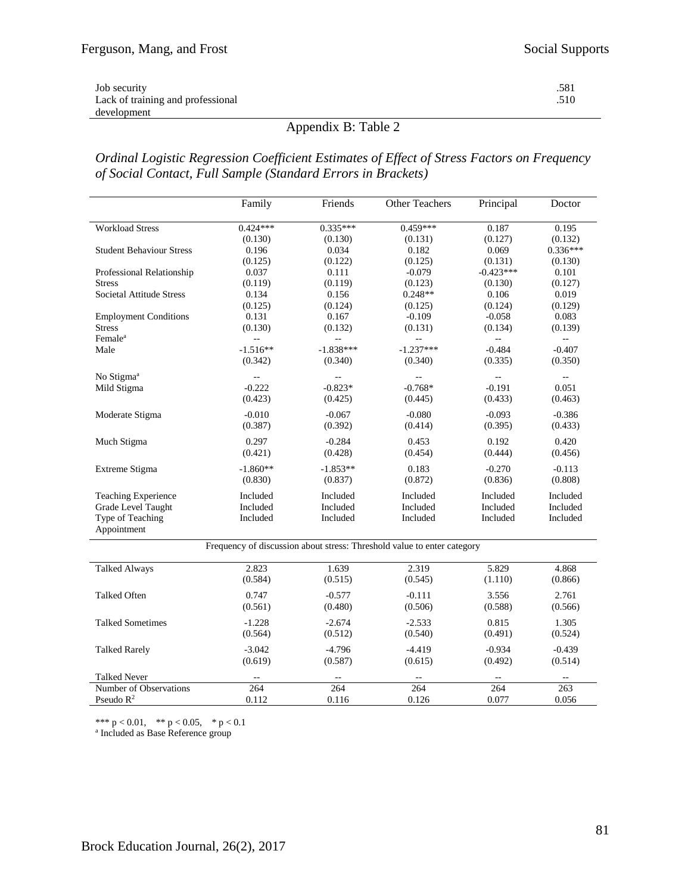| | |
|---|---|
| Job security | .581 |
| Lack of training and professional development | .510 |

## Appendix B: Table 2

*Ordinal Logistic Regression Coefficient Estimates of Effect of Stress Factors on Frequency of Social Contact, Full Sample (Standard Errors in Brackets)*

| | Family | Friends | Other Teachers | Principal | Doctor |
|---|---|---|---|---|---|
| Workload Stress | 0.424*** | 0.335*** | 0.459*** | 0.187 | 0.195 |
| | (0.130) | (0.130) | (0.131) | (0.127) | (0.132) |
| Student Behaviour Stress | 0.196 | 0.034 | 0.182 | 0.069 | 0.336*** |
| | (0.125) | (0.122) | (0.125) | (0.131) | (0.130) |
| Professional Relationship Stress | 0.037 | 0.111 | -0.079 | -0.423*** | 0.101 |
| | (0.119) | (0.119) | (0.123) | (0.130) | (0.127) |
| Societal Attitude Stress | 0.134 | 0.156 | 0.248** | 0.106 | 0.019 |
| | (0.125) | (0.124) | (0.125) | (0.124) | (0.129) |
| Employment Conditions Stress | 0.131 | 0.167 | -0.109 | -0.058 | 0.083 |
| | (0.130) | (0.132) | (0.131) | (0.134) | (0.139) |
| Female[a] | -- | -- | -- | -- | -- |
| Male | -1.516** | -1.838*** | -1.237*** | -0.484 | -0.407 |
| | (0.342) | (0.340) | (0.340) | (0.335) | (0.350) |
| No Stigma[a] | -- | -- | -- | -- | -- |
| Mild Stigma | -0.222 | -0.823* | -0.768* | -0.191 | 0.051 |
| | (0.423) | (0.425) | (0.445) | (0.433) | (0.463) |
| Moderate Stigma | -0.010 | -0.067 | -0.080 | -0.093 | -0.386 |
| | (0.387) | (0.392) | (0.414) | (0.395) | (0.433) |
| Much Stigma | 0.297 | -0.284 | 0.453 | 0.192 | 0.420 |
| | (0.421) | (0.428) | (0.454) | (0.444) | (0.456) |
| Extreme Stigma | -1.860** | -1.853** | 0.183 | -0.270 | -0.113 |
| | (0.830) | (0.837) | (0.872) | (0.836) | (0.808) |
| Teaching Experience | Included | Included | Included | Included | Included |
| Grade Level Taught | Included | Included | Included | Included | Included |
| Type of Teaching Appointment | Included | Included | Included | Included | Included |
| *Frequency of discussion about stress: Threshold value to enter category* | | | | | |
| Talked Always | 2.823 | 1.639 | 2.319 | 5.829 | 4.868 |
| | (0.584) | (0.515) | (0.545) | (1.110) | (0.866) |
| Talked Often | 0.747 | -0.577 | -0.111 | 3.556 | 2.761 |
| | (0.561) | (0.480) | (0.506) | (0.588) | (0.566) |
| Talked Sometimes | -1.228 | -2.674 | -2.533 | 0.815 | 1.305 |
| | (0.564) | (0.512) | (0.540) | (0.491) | (0.524) |
| Talked Rarely | -3.042 | -4.796 | -4.419 | -0.934 | -0.439 |
| | (0.619) | (0.587) | (0.615) | (0.492) | (0.514) |
| Talked Never | -- | -- | -- | -- | -- |
| Number of Observations | 264 | 264 | 264 | 264 | 263 |
| Pseudo $R^2$ | 0.112 | 0.116 | 0.126 | 0.077 | 0.056 |

*** $p < 0.01$, ** $p < 0.05$, * $p < 0.1$

[a] Included as Base Reference group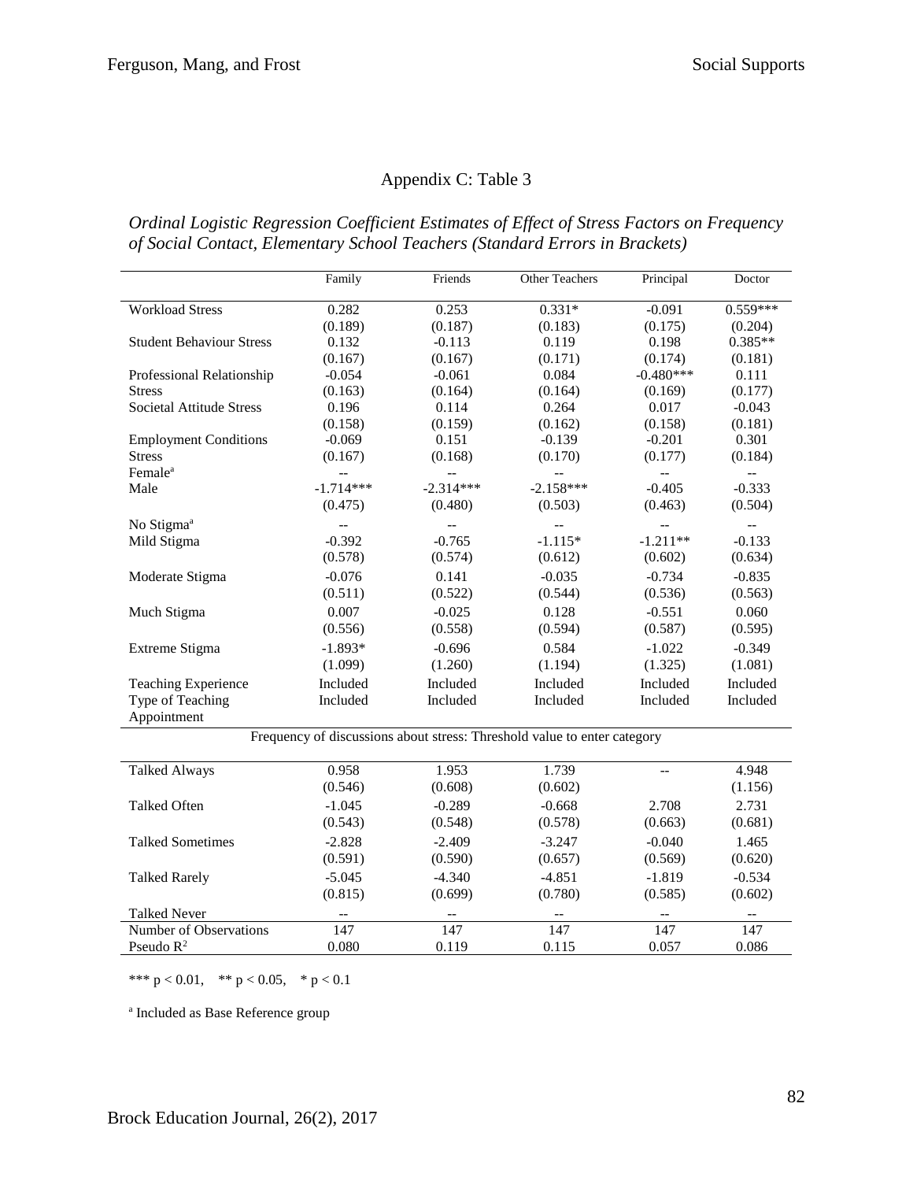Appendix C: Table 3

*Ordinal Logistic Regression Coefficient Estimates of Effect of Stress Factors on Frequency of Social Contact, Elementary School Teachers (Standard Errors in Brackets)*

| | Family | Friends | Other Teachers | Principal | Doctor |
|---|---|---|---|---|---|
| Workload Stress | 0.282 | 0.253 | 0.331* | -0.091 | 0.559*** |
| | (0.189) | (0.187) | (0.183) | (0.175) | (0.204) |
| Student Behaviour Stress | 0.132 | -0.113 | 0.119 | 0.198 | 0.385** |
| | (0.167) | (0.167) | (0.171) | (0.174) | (0.181) |
| Professional Relationship Stress | -0.054 | -0.061 | 0.084 | -0.480*** | 0.111 |
| | (0.163) | (0.164) | (0.164) | (0.169) | (0.177) |
| Societal Attitude Stress | 0.196 | 0.114 | 0.264 | 0.017 | -0.043 |
| | (0.158) | (0.159) | (0.162) | (0.158) | (0.181) |
| Employment Conditions Stress | -0.069 | 0.151 | -0.139 | -0.201 | 0.301 |
| | (0.167) | (0.168) | (0.170) | (0.177) | (0.184) |
| Female[a] | -- | -- | -- | -- | -- |
| Male | -1.714*** | -2.314*** | -2.158*** | -0.405 | -0.333 |
| | (0.475) | (0.480) | (0.503) | (0.463) | (0.504) |
| No Stigma[a] | -- | -- | -- | -- | -- |
| Mild Stigma | -0.392 | -0.765 | -1.115* | -1.211** | -0.133 |
| | (0.578) | (0.574) | (0.612) | (0.602) | (0.634) |
| Moderate Stigma | -0.076 | 0.141 | -0.035 | -0.734 | -0.835 |
| | (0.511) | (0.522) | (0.544) | (0.536) | (0.563) |
| Much Stigma | 0.007 | -0.025 | 0.128 | -0.551 | 0.060 |
| | (0.556) | (0.558) | (0.594) | (0.587) | (0.595) |
| Extreme Stigma | -1.893* | -0.696 | 0.584 | -1.022 | -0.349 |
| | (1.099) | (1.260) | (1.194) | (1.325) | (1.081) |
| Teaching Experience | Included | Included | Included | Included | Included |
| Type of Teaching Appointment | Included | Included | Included | Included | Included |
| Frequency of discussions about stress: Threshold value to enter category | | | | | |
| Talked Always | 0.958 | 1.953 | 1.739 | -- | 4.948 |
| | (0.546) | (0.608) | (0.602) | | (1.156) |
| Talked Often | -1.045 | -0.289 | -0.668 | 2.708 | 2.731 |
| | (0.543) | (0.548) | (0.578) | (0.663) | (0.681) |
| Talked Sometimes | -2.828 | -2.409 | -3.247 | -0.040 | 1.465 |
| | (0.591) | (0.590) | (0.657) | (0.569) | (0.620) |
| Talked Rarely | -5.045 | -4.340 | -4.851 | -1.819 | -0.534 |
| | (0.815) | (0.699) | (0.780) | (0.585) | (0.602) |
| Talked Never | -- | -- | -- | -- | -- |
| Number of Observations | 147 | 147 | 147 | 147 | 147 |
| Pseudo $R^2$ | 0.080 | 0.119 | 0.115 | 0.057 | 0.086 |

*** $p < 0.01$, ** $p < 0.05$, * $p < 0.1$

[a] Included as Base Reference group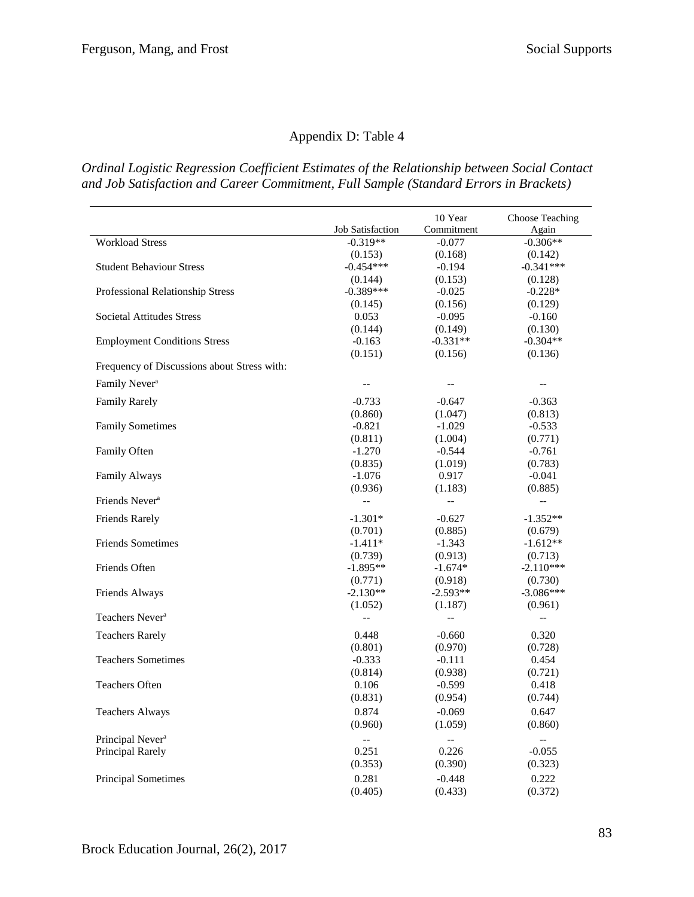Appendix D: Table 4

*Ordinal Logistic Regression Coefficient Estimates of the Relationship between Social Contact and Job Satisfaction and Career Commitment, Full Sample (Standard Errors in Brackets)*

| | Job Satisfaction | 10 Year Commitment | Choose Teaching Again |
|---|---|---|---|
| Workload Stress | -0.319** | -0.077 | -0.306** |
| | (0.153) | (0.168) | (0.142) |
| Student Behaviour Stress | -0.454*** | -0.194 | -0.341*** |
| | (0.144) | (0.153) | (0.128) |
| Professional Relationship Stress | -0.389*** | -0.025 | -0.228* |
| | (0.145) | (0.156) | (0.129) |
| Societal Attitudes Stress | 0.053 | -0.095 | -0.160 |
| | (0.144) | (0.149) | (0.130) |
| Employment Conditions Stress | -0.163 | -0.331** | -0.304** |
| | (0.151) | (0.156) | (0.136) |
| Frequency of Discussions about Stress with: | | | |
| Family Never[a] | -- | -- | -- |
| Family Rarely | -0.733 | -0.647 | -0.363 |
| | (0.860) | (1.047) | (0.813) |
| Family Sometimes | -0.821 | -1.029 | -0.533 |
| | (0.811) | (1.004) | (0.771) |
| Family Often | -1.270 | -0.544 | -0.761 |
| | (0.835) | (1.019) | (0.783) |
| Family Always | -1.076 | 0.917 | -0.041 |
| | (0.936) | (1.183) | (0.885) |
| Friends Never[a] | -- | -- | -- |
| Friends Rarely | -1.301* | -0.627 | -1.352** |
| | (0.701) | (0.885) | (0.679) |
| Friends Sometimes | -1.411* | -1.343 | -1.612** |
| | (0.739) | (0.913) | (0.713) |
| Friends Often | -1.895** | -1.674* | -2.110*** |
| | (0.771) | (0.918) | (0.730) |
| Friends Always | -2.130** | -2.593** | -3.086*** |
| | (1.052) | (1.187) | (0.961) |
| Teachers Never[a] | -- | -- | -- |
| Teachers Rarely | 0.448 | -0.660 | 0.320 |
| | (0.801) | (0.970) | (0.728) |
| Teachers Sometimes | -0.333 | -0.111 | 0.454 |
| | (0.814) | (0.938) | (0.721) |
| Teachers Often | 0.106 | -0.599 | 0.418 |
| | (0.831) | (0.954) | (0.744) |
| Teachers Always | 0.874 | -0.069 | 0.647 |
| | (0.960) | (1.059) | (0.860) |
| Principal Never[a] | -- | -- | -- |
| Principal Rarely | 0.251 | 0.226 | -0.055 |
| | (0.353) | (0.390) | (0.323) |
| Principal Sometimes | 0.281 | -0.448 | 0.222 |
| | (0.405) | (0.433) | (0.372) |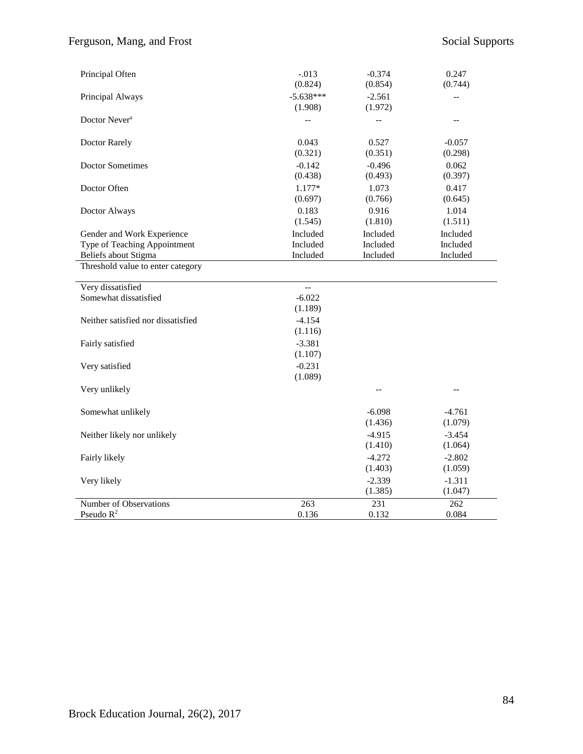| | | | |
|---|---|---|---|
| Principal Often | -.013 | -0.374 | 0.247 |
| | (0.824) | (0.854) | (0.744) |
| Principal Always | -5.638*** | -2.561 | -- |
| | (1.908) | (1.972) | |
| Doctor Never[a] | -- | -- | -- |
| Doctor Rarely | 0.043 | 0.527 | -0.057 |
| | (0.321) | (0.351) | (0.298) |
| Doctor Sometimes | -0.142 | -0.496 | 0.062 |
| | (0.438) | (0.493) | (0.397) |
| Doctor Often | 1.177* | 1.073 | 0.417 |
| | (0.697) | (0.766) | (0.645) |
| Doctor Always | 0.183 | 0.916 | 1.014 |
| | (1.545) | (1.810) | (1.511) |
| Gender and Work Experience | Included | Included | Included |
| Type of Teaching Appointment | Included | Included | Included |
| Beliefs about Stigma | Included | Included | Included |
| Threshold value to enter category | | | |
| Very dissatisfied | -- | | |
| Somewhat dissatisfied | -6.022 | | |
| | (1.189) | | |
| Neither satisfied nor dissatisfied | -4.154 | | |
| | (1.116) | | |
| Fairly satisfied | -3.381 | | |
| | (1.107) | | |
| Very satisfied | -0.231 | | |
| | (1.089) | | |
| Very unlikely | | -- | -- |
| Somewhat unlikely | | -6.098 | -4.761 |
| | | (1.436) | (1.079) |
| Neither likely nor unlikely | | -4.915 | -3.454 |
| | | (1.410) | (1.064) |
| Fairly likely | | -4.272 | -2.802 |
| | | (1.403) | (1.059) |
| Very likely | | -2.339 | -1.311 |
| | | (1.385) | (1.047) |
| Number of Observations | 263 | 231 | 262 |
| Pseudo $R^2$ | 0.136 | 0.132 | 0.084 |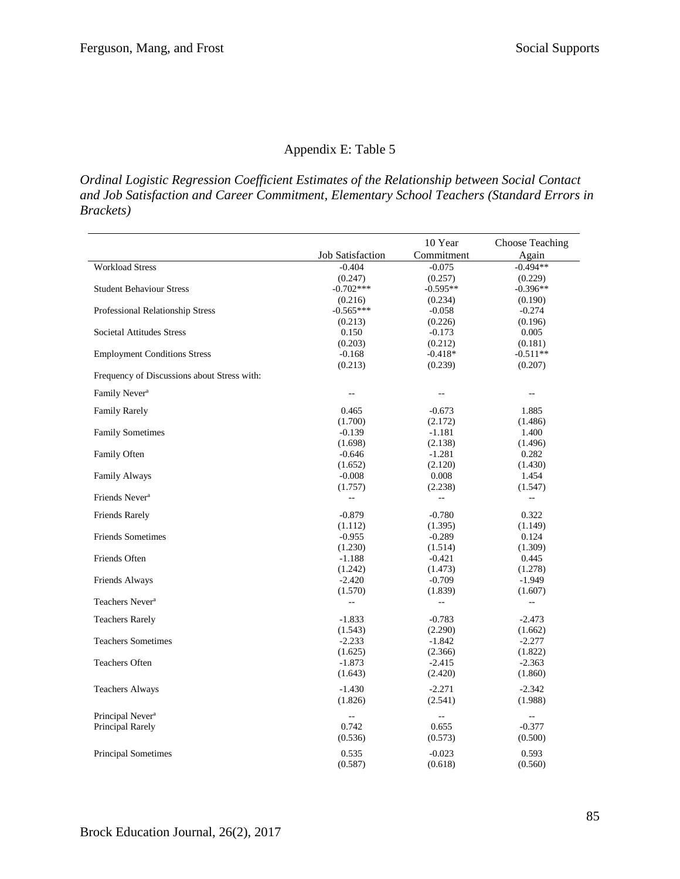Appendix E: Table 5

*Ordinal Logistic Regression Coefficient Estimates of the Relationship between Social Contact and Job Satisfaction and Career Commitment, Elementary School Teachers (Standard Errors in Brackets)*

| | Job Satisfaction | 10 Year Commitment | Choose Teaching Again |
|---|---|---|---|
| Workload Stress | -0.404 | -0.075 | -0.494** |
| | (0.247) | (0.257) | (0.229) |
| Student Behaviour Stress | -0.702*** | -0.595** | -0.396** |
| | (0.216) | (0.234) | (0.190) |
| Professional Relationship Stress | -0.565*** | -0.058 | -0.274 |
| | (0.213) | (0.226) | (0.196) |
| Societal Attitudes Stress | 0.150 | -0.173 | 0.005 |
| | (0.203) | (0.212) | (0.181) |
| Employment Conditions Stress | -0.168 | -0.418* | -0.511** |
| | (0.213) | (0.239) | (0.207) |
| Frequency of Discussions about Stress with: | | | |
| Family Never[a] | -- | -- | -- |
| Family Rarely | 0.465 | -0.673 | 1.885 |
| | (1.700) | (2.172) | (1.486) |
| Family Sometimes | -0.139 | -1.181 | 1.400 |
| | (1.698) | (2.138) | (1.496) |
| Family Often | -0.646 | -1.281 | 0.282 |
| | (1.652) | (2.120) | (1.430) |
| Family Always | -0.008 | 0.008 | 1.454 |
| | (1.757) | (2.238) | (1.547) |
| Friends Never[a] | -- | -- | -- |
| Friends Rarely | -0.879 | -0.780 | 0.322 |
| | (1.112) | (1.395) | (1.149) |
| Friends Sometimes | -0.955 | -0.289 | 0.124 |
| | (1.230) | (1.514) | (1.309) |
| Friends Often | -1.188 | -0.421 | 0.445 |
| | (1.242) | (1.473) | (1.278) |
| Friends Always | -2.420 | -0.709 | -1.949 |
| | (1.570) | (1.839) | (1.607) |
| Teachers Never[a] | -- | -- | -- |
| Teachers Rarely | -1.833 | -0.783 | -2.473 |
| | (1.543) | (2.290) | (1.662) |
| Teachers Sometimes | -2.233 | -1.842 | -2.277 |
| | (1.625) | (2.366) | (1.822) |
| Teachers Often | -1.873 | -2.415 | -2.363 |
| | (1.643) | (2.420) | (1.860) |
| Teachers Always | -1.430 | -2.271 | -2.342 |
| | (1.826) | (2.541) | (1.988) |
| Principal Never[a] | -- | -- | -- |
| Principal Rarely | 0.742 | 0.655 | -0.377 |
| | (0.536) | (0.573) | (0.500) |
| Principal Sometimes | 0.535 | -0.023 | 0.593 |
| | (0.587) | (0.618) | (0.560) |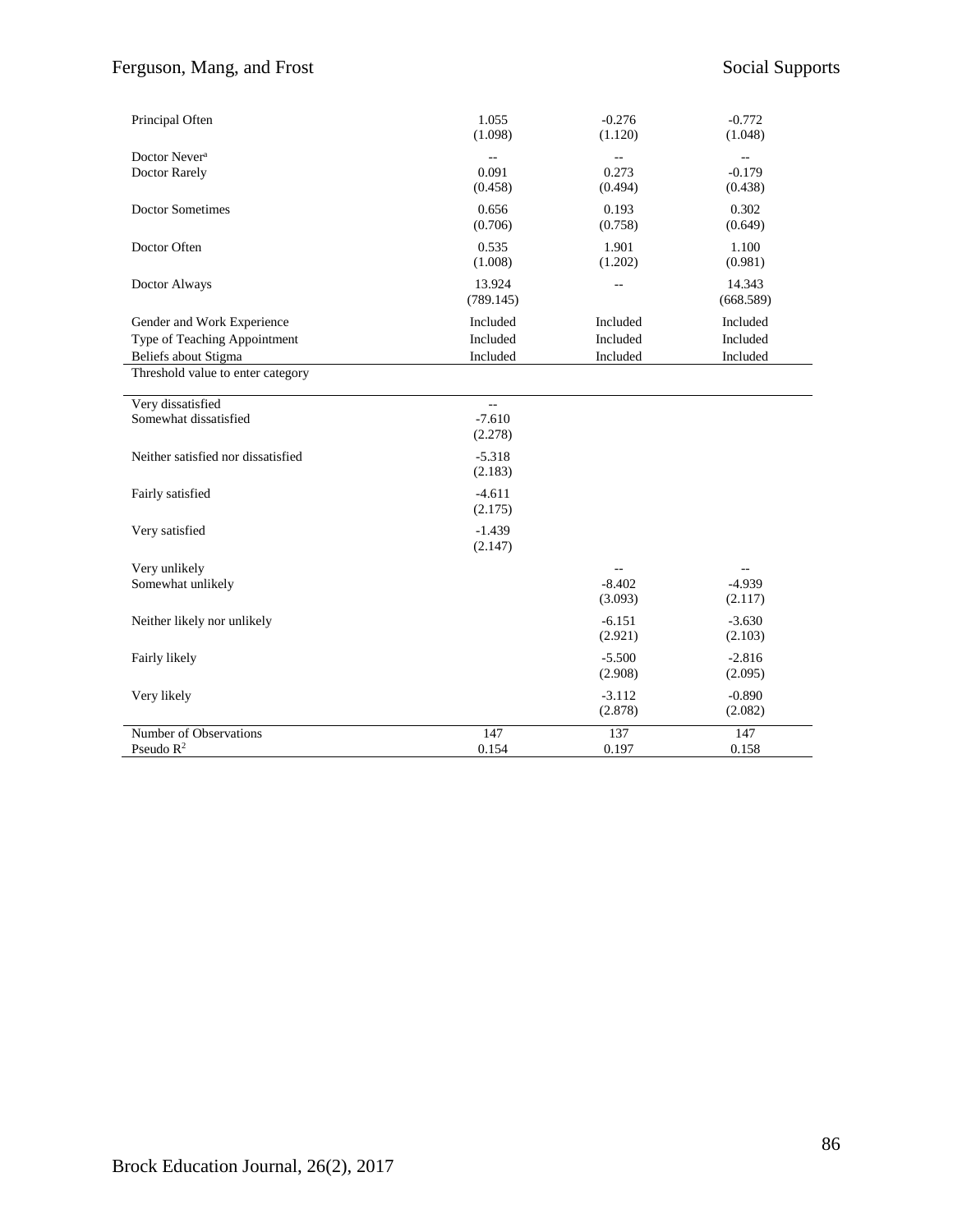| | | | |
|---|---|---|---|
| Principal Often | 1.055<br>(1.098) | -0.276<br>(1.120) | -0.772<br>(1.048) |
| Doctor Never[a] | -- | -- | -- |
| Doctor Rarely | 0.091<br>(0.458) | 0.273<br>(0.494) | -0.179<br>(0.438) |
| Doctor Sometimes | 0.656<br>(0.706) | 0.193<br>(0.758) | 0.302<br>(0.649) |
| Doctor Often | 0.535<br>(1.008) | 1.901<br>(1.202) | 1.100<br>(0.981) |
| Doctor Always | 13.924<br>(789.145) | -- | 14.343<br>(668.589) |
| Gender and Work Experience | Included | Included | Included |
| Type of Teaching Appointment | Included | Included | Included |
| Beliefs about Stigma | Included | Included | Included |
| Threshold value to enter category | | | |
| Very dissatisfied | -- | | |
| Somewhat dissatisfied | -7.610<br>(2.278) | | |
| Neither satisfied nor dissatisfied | -5.318<br>(2.183) | | |
| Fairly satisfied | -4.611<br>(2.175) | | |
| Very satisfied | -1.439<br>(2.147) | | |
| Very unlikely | | -- | -- |
| Somewhat unlikely | | -8.402<br>(3.093) | -4.939<br>(2.117) |
| Neither likely nor unlikely | | -6.151<br>(2.921) | -3.630<br>(2.103) |
| Fairly likely | | -5.500<br>(2.908) | -2.816<br>(2.095) |
| Very likely | | -3.112<br>(2.878) | -0.890<br>(2.082) |
| Number of Observations | 147 | 137 | 147 |
| Pseudo $R^2$ | 0.154 | 0.197 | 0.158 |